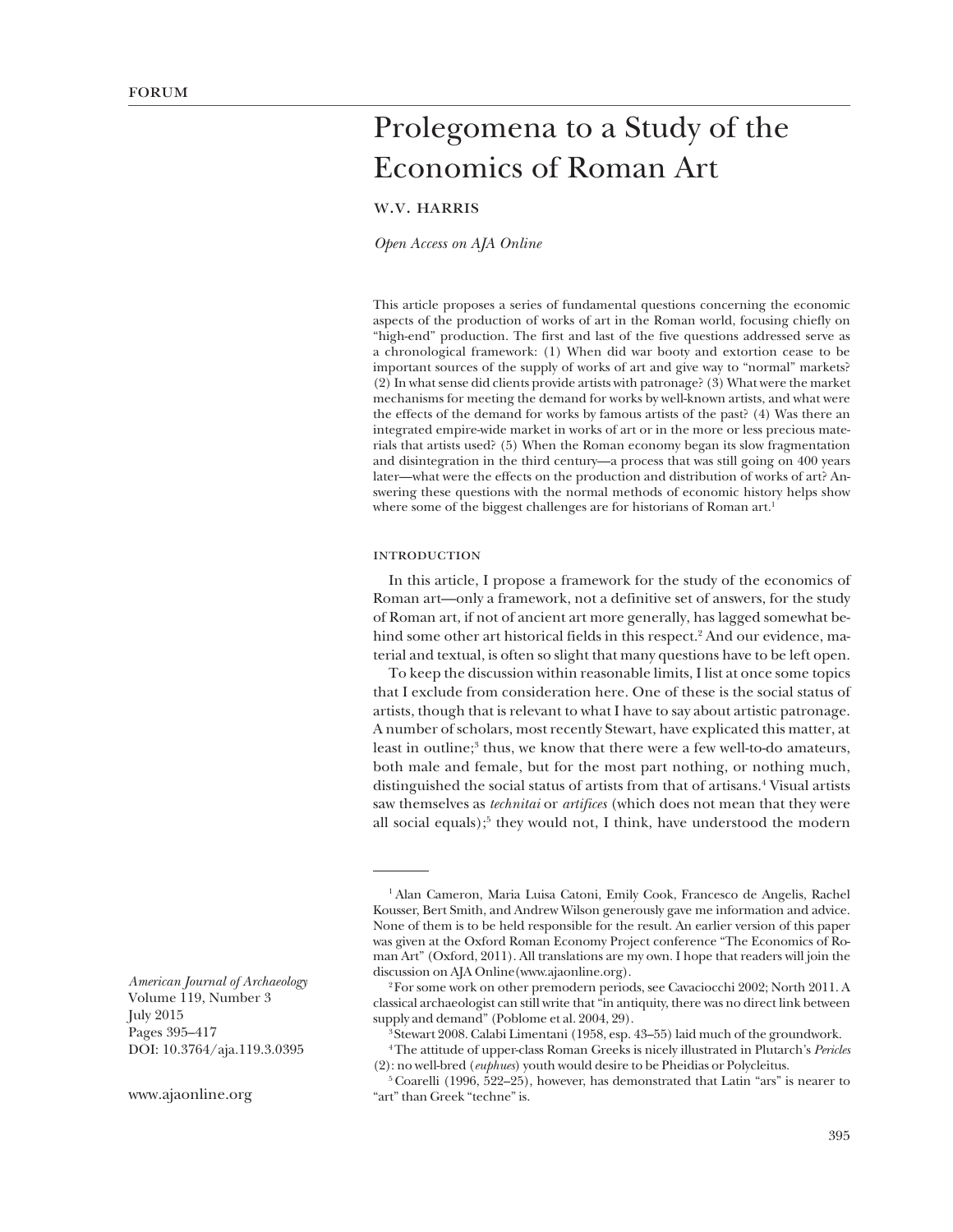FORUM

# Prolegomena to a Study of the Economics of Roman Art

W.V. HARRIS

*Open Access on AJA Online*

This article proposes a series of fundamental questions concerning the economic aspects of the production of works of art in the Roman world, focusing chiefly on "high-end" production. The first and last of the five questions addressed serve as a chronological framework: (1) When did war booty and extortion cease to be important sources of the supply of works of art and give way to "normal" markets? (2) In what sense did clients provide artists with patronage? (3) What were the market mechanisms for meeting the demand for works by well-known artists, and what were the effects of the demand for works by famous artists of the past? (4) Was there an integrated empire-wide market in works of art or in the more or less precious materials that artists used? (5) When the Roman economy began its slow fragmentation and disintegration in the third century—a process that was still going on 400 years later—what were the effects on the production and distribution of works of art? Answering these questions with the normal methods of economic history helps show where some of the biggest challenges are for historians of Roman art.[1]

## INTRODUCTION

In this article, I propose a framework for the study of the economics of Roman art—only a framework, not a definitive set of answers, for the study of Roman art, if not of ancient art more generally, has lagged somewhat behind some other art historical fields in this respect.[2] And our evidence, material and textual, is often so slight that many questions have to be left open.

To keep the discussion within reasonable limits, I list at once some topics that I exclude from consideration here. One of these is the social status of artists, though that is relevant to what I have to say about artistic patronage. A number of scholars, most recently Stewart, have explicated this matter, at least in outline;[3] thus, we know that there were a few well-to-do amateurs, both male and female, but for the most part nothing, or nothing much, distinguished the social status of artists from that of artisans.[4] Visual artists saw themselves as *technitai* or *artifices* (which does not mean that they were all social equals);[5] they would not, I think, have understood the modern

---

[1] Alan Cameron, Maria Luisa Catoni, Emily Cook, Francesco de Angelis, Rachel Kousser, Bert Smith, and Andrew Wilson generously gave me information and advice. None of them is to be held responsible for the result. An earlier version of this paper was given at the Oxford Roman Economy Project conference "The Economics of Roman Art" (Oxford, 2011). All translations are my own. I hope that readers will join the discussion on AJA Online (www.ajaonline.org).

[2] For some work on other premodern periods, see Cavaciocchi 2002; North 2011. A classical archaeologist can still write that "in antiquity, there was no direct link between supply and demand" (Poblome et al. 2004, 29).

[3] Stewart 2008. Calabi Limentani (1958, esp. 43–55) laid much of the groundwork.

[4] The attitude of upper-class Roman Greeks is nicely illustrated in Plutarch's *Pericles* (2): no well-bred (*euphues*) youth would desire to be Pheidias or Polycleitus.

[5] Coarelli (1996, 522–25), however, has demonstrated that Latin "ars" is nearer to "art" than Greek "techne" is.

*American Journal of Archaeology*
Volume 119, Number 3
July 2015
Pages 395–417
DOI: 10.3764/aja.119.3.0395

www.ajaonline.org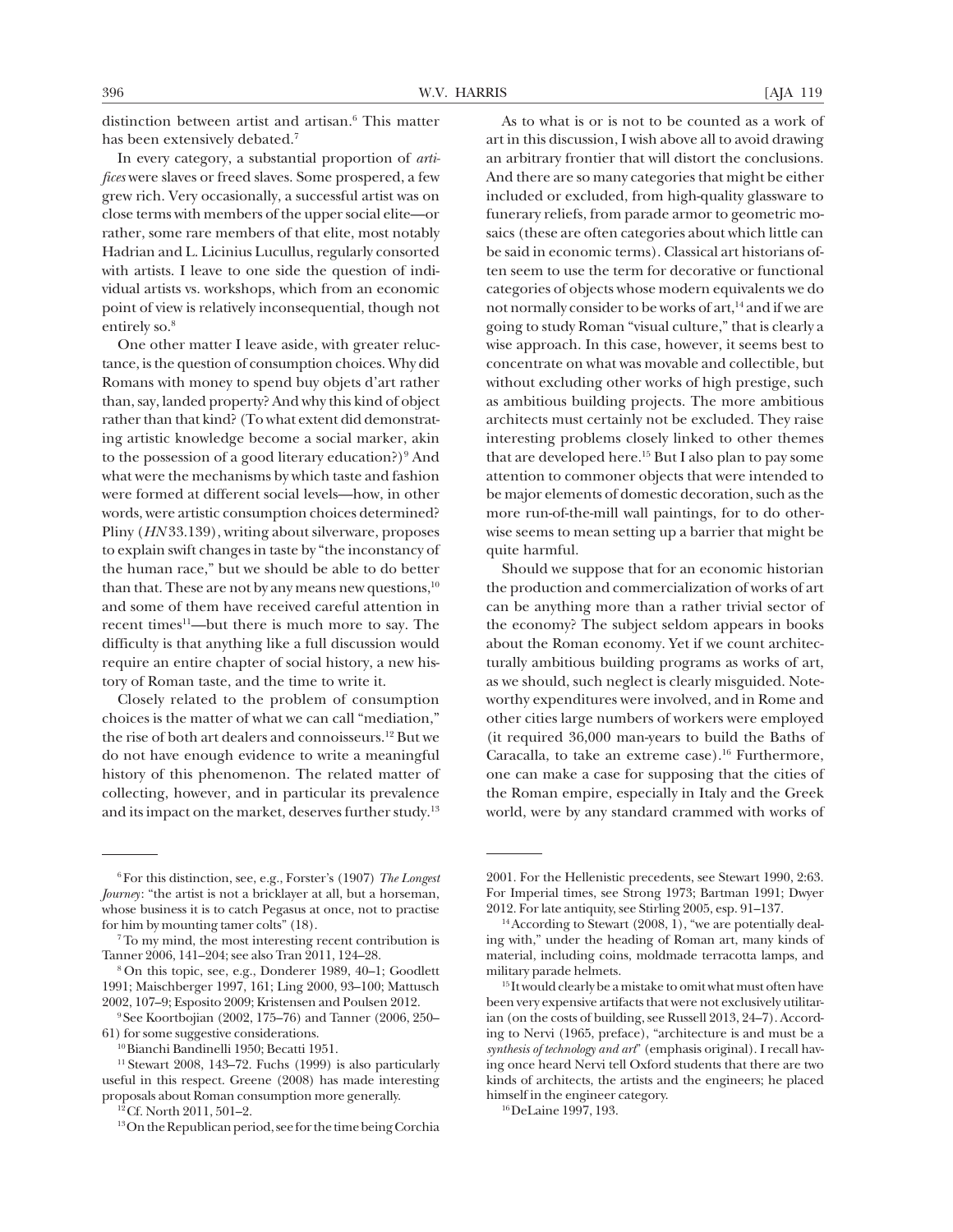distinction between artist and artisan.[6] This matter has been extensively debated.[7]

In every category, a substantial proportion of *artifices* were slaves or freed slaves. Some prospered, a few grew rich. Very occasionally, a successful artist was on close terms with members of the upper social elite—or rather, some rare members of that elite, most notably Hadrian and L. Licinius Lucullus, regularly consorted with artists. I leave to one side the question of individual artists vs. workshops, which from an economic point of view is relatively inconsequential, though not entirely so.[8]

One other matter I leave aside, with greater reluctance, is the question of consumption choices. Why did Romans with money to spend buy objets d'art rather than, say, landed property? And why this kind of object rather than that kind? (To what extent did demonstrating artistic knowledge become a social marker, akin to the possession of a good literary education?)[9] And what were the mechanisms by which taste and fashion were formed at different social levels—how, in other words, were artistic consumption choices determined? Pliny (*HN* 33.139), writing about silverware, proposes to explain swift changes in taste by "the inconstancy of the human race," but we should be able to do better than that. These are not by any means new questions,[10] and some of them have received careful attention in recent times[11]—but there is much more to say. The difficulty is that anything like a full discussion would require an entire chapter of social history, a new history of Roman taste, and the time to write it.

Closely related to the problem of consumption choices is the matter of what we can call "mediation," the rise of both art dealers and connoisseurs.[12] But we do not have enough evidence to write a meaningful history of this phenomenon. The related matter of collecting, however, and in particular its prevalence and its impact on the market, deserves further study.[13]

As to what is or is not to be counted as a work of art in this discussion, I wish above all to avoid drawing an arbitrary frontier that will distort the conclusions. And there are so many categories that might be either included or excluded, from high-quality glassware to funerary reliefs, from parade armor to geometric mosaics (these are often categories about which little can be said in economic terms). Classical art historians often seem to use the term for decorative or functional categories of objects whose modern equivalents we do not normally consider to be works of art,[14] and if we are going to study Roman "visual culture," that is clearly a wise approach. In this case, however, it seems best to concentrate on what was movable and collectible, but without excluding other works of high prestige, such as ambitious building projects. The more ambitious architects must certainly not be excluded. They raise interesting problems closely linked to other themes that are developed here.[15] But I also plan to pay some attention to commoner objects that were intended to be major elements of domestic decoration, such as the more run-of-the-mill wall paintings, for to do otherwise seems to mean setting up a barrier that might be quite harmful.

Should we suppose that for an economic historian the production and commercialization of works of art can be anything more than a rather trivial sector of the economy? The subject seldom appears in books about the Roman economy. Yet if we count architecturally ambitious building programs as works of art, as we should, such neglect is clearly misguided. Noteworthy expenditures were involved, and in Rome and other cities large numbers of workers were employed (it required 36,000 man-years to build the Baths of Caracalla, to take an extreme case).[16] Furthermore, one can make a case for supposing that the cities of the Roman empire, especially in Italy and the Greek world, were by any standard crammed with works of

---

[6] For this distinction, see, e.g., Forster's (1907) *The Longest Journey*: "the artist is not a bricklayer at all, but a horseman, whose business it is to catch Pegasus at once, not to practise for him by mounting tamer colts" (18).

[7] To my mind, the most interesting recent contribution is Tanner 2006, 141–204; see also Tran 2011, 124–28.

[8] On this topic, see, e.g., Donderer 1989, 40–1; Goodlett 1991; Maischberger 1997, 161; Ling 2000, 93–100; Mattusch 2002, 107–9; Esposito 2009; Kristensen and Poulsen 2012.

[9] See Koortbojian (2002, 175–76) and Tanner (2006, 250–61) for some suggestive considerations.

[10] Bianchi Bandinelli 1950; Becatti 1951.

[11] Stewart 2008, 143–72. Fuchs (1999) is also particularly useful in this respect. Greene (2008) has made interesting proposals about Roman consumption more generally.

[12] Cf. North 2011, 501–2.

[13] On the Republican period, see for the time being Corchia 2001. For the Hellenistic precedents, see Stewart 1990, 2:63. For Imperial times, see Strong 1973; Bartman 1991; Dwyer 2012. For late antiquity, see Stirling 2005, esp. 91–137.

[14] According to Stewart (2008, 1), "we are potentially dealing with," under the heading of Roman art, many kinds of material, including coins, moldmade terracotta lamps, and military parade helmets.

[15] It would clearly be a mistake to omit what must often have been very expensive artifacts that were not exclusively utilitarian (on the costs of building, see Russell 2013, 24–7). According to Nervi (1965, preface), "architecture is and must be a *synthesis of technology and art*" (emphasis original). I recall having once heard Nervi tell Oxford students that there are two kinds of architects, the artists and the engineers; he placed himself in the engineer category.

[16] DeLaine 1997, 193.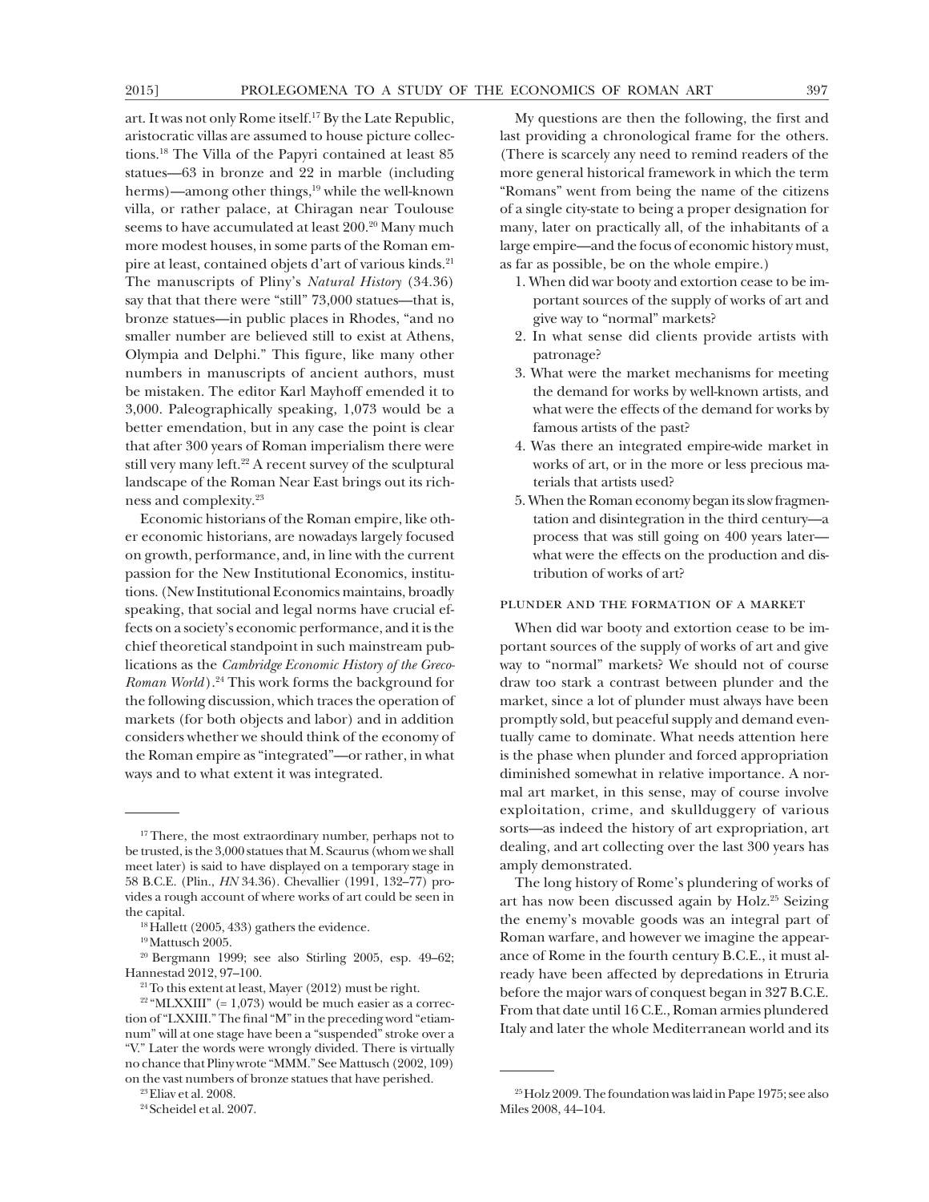art. It was not only Rome itself.[17] By the Late Republic, aristocratic villas are assumed to house picture collections.[18] The Villa of the Papyri contained at least 85 statues—63 in bronze and 22 in marble (including herms)—among other things,[19] while the well-known villa, or rather palace, at Chiragan near Toulouse seems to have accumulated at least 200.[20] Many much more modest houses, in some parts of the Roman empire at least, contained objets d'art of various kinds.[21] The manuscripts of Pliny's *Natural History* (34.36) say that that there were "still" 73,000 statues—that is, bronze statues—in public places in Rhodes, "and no smaller number are believed still to exist at Athens, Olympia and Delphi." This figure, like many other numbers in manuscripts of ancient authors, must be mistaken. The editor Karl Mayhoff emended it to 3,000. Paleographically speaking, 1,073 would be a better emendation, but in any case the point is clear that after 300 years of Roman imperialism there were still very many left.[22] A recent survey of the sculptural landscape of the Roman Near East brings out its richness and complexity.[23]

Economic historians of the Roman empire, like other economic historians, are nowadays largely focused on growth, performance, and, in line with the current passion for the New Institutional Economics, institutions. (New Institutional Economics maintains, broadly speaking, that social and legal norms have crucial effects on a society's economic performance, and it is the chief theoretical standpoint in such mainstream publications as the *Cambridge Economic History of the Greco-Roman World*).[24] This work forms the background for the following discussion, which traces the operation of markets (for both objects and labor) and in addition considers whether we should think of the economy of the Roman empire as "integrated"—or rather, in what ways and to what extent it was integrated.

My questions are then the following, the first and last providing a chronological frame for the others. (There is scarcely any need to remind readers of the more general historical framework in which the term "Romans" went from being the name of the citizens of a single city-state to being a proper designation for many, later on practically all, of the inhabitants of a large empire—and the focus of economic history must, as far as possible, be on the whole empire.)

1. When did war booty and extortion cease to be important sources of the supply of works of art and give way to "normal" markets?
2. In what sense did clients provide artists with patronage?
3. What were the market mechanisms for meeting the demand for works by well-known artists, and what were the effects of the demand for works by famous artists of the past?
4. Was there an integrated empire-wide market in works of art, or in the more or less precious materials that artists used?
5. When the Roman economy began its slow fragmentation and disintegration in the third century—a process that was still going on 400 years later—what were the effects on the production and distribution of works of art?

### Plunder and the Formation of a Market

When did war booty and extortion cease to be important sources of the supply of works of art and give way to "normal" markets? We should not of course draw too stark a contrast between plunder and the market, since a lot of plunder must always have been promptly sold, but peaceful supply and demand eventually came to dominate. What needs attention here is the phase when plunder and forced appropriation diminished somewhat in relative importance. A normal art market, in this sense, may of course involve exploitation, crime, and skullduggery of various sorts—as indeed the history of art expropriation, art dealing, and art collecting over the last 300 years has amply demonstrated.

The long history of Rome's plundering of works of art has now been discussed again by Holz.[25] Seizing the enemy's movable goods was an integral part of Roman warfare, and however we imagine the appearance of Rome in the fourth century B.C.E., it must already have been affected by depredations in Etruria before the major wars of conquest began in 327 B.C.E. From that date until 16 C.E., Roman armies plundered Italy and later the whole Mediterranean world and its

---

[17] There, the most extraordinary number, perhaps not to be trusted, is the 3,000 statues that M. Scaurus (whom we shall meet later) is said to have displayed on a temporary stage in 58 B.C.E. (Plin., *HN* 34.36). Chevallier (1991, 132–77) provides a rough account of where works of art could be seen in the capital.

[18] Hallett (2005, 433) gathers the evidence.

[19] Mattusch 2005.

[20] Bergmann 1999; see also Stirling 2005, esp. 49–62; Hannestad 2012, 97–100.

[21] To this extent at least, Mayer (2012) must be right.

[22] "MLXXIII" (= 1,073) would be much easier as a correction of "LXXIII." The final "M" in the preceding word "etiamnum" will at one stage have been a "suspended" stroke over a "V." Later the words were wrongly divided. There is virtually no chance that Pliny wrote "MMM." See Mattusch (2002, 109) on the vast numbers of bronze statues that have perished.

[23] Eliav et al. 2008.

[24] Scheidel et al. 2007.

[25] Holz 2009. The foundation was laid in Pape 1975; see also Miles 2008, 44–104.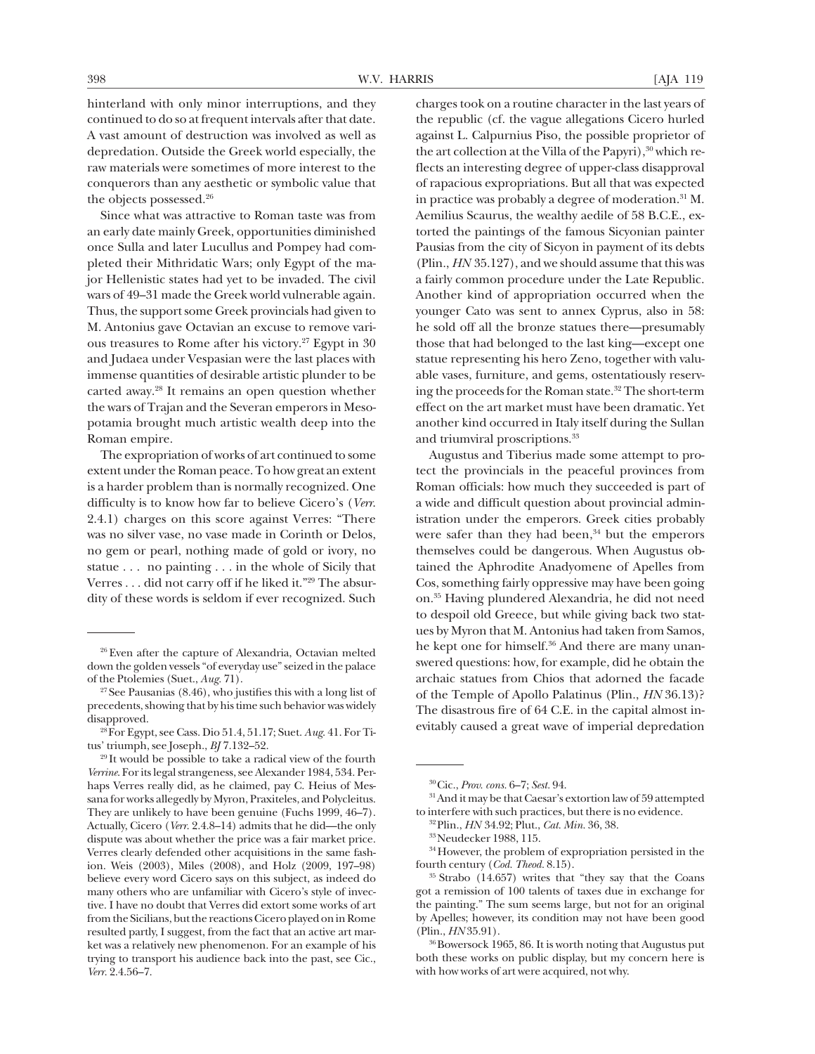hinterland with only minor interruptions, and they continued to do so at frequent intervals after that date. A vast amount of destruction was involved as well as depredation. Outside the Greek world especially, the raw materials were sometimes of more interest to the conquerors than any aesthetic or symbolic value that the objects possessed.[26]

Since what was attractive to Roman taste was from an early date mainly Greek, opportunities diminished once Sulla and later Lucullus and Pompey had completed their Mithridatic Wars; only Egypt of the major Hellenistic states had yet to be invaded. The civil wars of 49–31 made the Greek world vulnerable again. Thus, the support some Greek provincials had given to M. Antonius gave Octavian an excuse to remove various treasures to Rome after his victory.[27] Egypt in 30 and Judaea under Vespasian were the last places with immense quantities of desirable artistic plunder to be carted away.[28] It remains an open question whether the wars of Trajan and the Severan emperors in Mesopotamia brought much artistic wealth deep into the Roman empire.

The expropriation of works of art continued to some extent under the Roman peace. To how great an extent is a harder problem than is normally recognized. One difficulty is to know how far to believe Cicero's (*Verr.* 2.4.1) charges on this score against Verres: "There was no silver vase, no vase made in Corinth or Delos, no gem or pearl, nothing made of gold or ivory, no statue . . . no painting . . . in the whole of Sicily that Verres . . . did not carry off if he liked it."[29] The absurdity of these words is seldom if ever recognized. Such charges took on a routine character in the last years of the republic (cf. the vague allegations Cicero hurled against L. Calpurnius Piso, the possible proprietor of the art collection at the Villa of the Papyri),[30] which reflects an interesting degree of upper-class disapproval of rapacious expropriations. But all that was expected in practice was probably a degree of moderation.[31] M. Aemilius Scaurus, the wealthy aedile of 58 B.C.E., extorted the paintings of the famous Sicyonian painter Pausias from the city of Sicyon in payment of its debts (Plin., *HN* 35.127), and we should assume that this was a fairly common procedure under the Late Republic. Another kind of appropriation occurred when the younger Cato was sent to annex Cyprus, also in 58: he sold off all the bronze statues there—presumably those that had belonged to the last king—except one statue representing his hero Zeno, together with valuable vases, furniture, and gems, ostentatiously reserving the proceeds for the Roman state.[32] The short-term effect on the art market must have been dramatic. Yet another kind occurred in Italy itself during the Sullan and triumviral proscriptions.[33]

Augustus and Tiberius made some attempt to protect the provincials in the peaceful provinces from Roman officials: how much they succeeded is part of a wide and difficult question about provincial administration under the emperors. Greek cities probably were safer than they had been,[34] but the emperors themselves could be dangerous. When Augustus obtained the Aphrodite Anadyomene of Apelles from Cos, something fairly oppressive may have been going on.[35] Having plundered Alexandria, he did not need to despoil old Greece, but while giving back two statues by Myron that M. Antonius had taken from Samos, he kept one for himself.[36] And there are many unanswered questions: how, for example, did he obtain the archaic statues from Chios that adorned the facade of the Temple of Apollo Palatinus (Plin., *HN* 36.13)? The disastrous fire of 64 C.E. in the capital almost inevitably caused a great wave of imperial depredation

---

[26] Even after the capture of Alexandria, Octavian melted down the golden vessels "of everyday use" seized in the palace of the Ptolemies (Suet., *Aug.* 71).

[27] See Pausanias (8.46), who justifies this with a long list of precedents, showing that by his time such behavior was widely disapproved.

[28] For Egypt, see Cass. Dio 51.4, 51.17; Suet. *Aug.* 41. For Titus' triumph, see Joseph., *BJ* 7.132–52.

[29] It would be possible to take a radical view of the fourth *Verrine*. For its legal strangeness, see Alexander 1984, 534. Perhaps Verres really did, as he claimed, pay C. Heius of Messana for works allegedly by Myron, Praxiteles, and Polycleitus. They are unlikely to have been genuine (Fuchs 1999, 46–7). Actually, Cicero (*Verr.* 2.4.8–14) admits that he did—the only dispute was about whether the price was a fair market price. Verres clearly defended other acquisitions in the same fashion. Weis (2003), Miles (2008), and Holz (2009, 197–98) believe every word Cicero says on this subject, as indeed do many others who are unfamiliar with Cicero's style of invective. I have no doubt that Verres did extort some works of art from the Sicilians, but the reactions Cicero played on in Rome resulted partly, I suggest, from the fact that an active art market was a relatively new phenomenon. For an example of his trying to transport his audience back into the past, see Cic., *Verr.* 2.4.56–7.

[30] Cic., *Prov. cons.* 6–7; *Sest.* 94.

[31] And it may be that Caesar's extortion law of 59 attempted to interfere with such practices, but there is no evidence.

[32] Plin., *HN* 34.92; Plut., *Cat. Min.* 36, 38.

[33] Neudecker 1988, 115.

[34] However, the problem of expropriation persisted in the fourth century (*Cod. Theod.* 8.15).

[35] Strabo (14.657) writes that "they say that the Coans got a remission of 100 talents of taxes due in exchange for the painting." The sum seems large, but not for an original by Apelles; however, its condition may not have been good (Plin., *HN* 35.91).

[36] Bowersock 1965, 86. It is worth noting that Augustus put both these works on public display, but my concern here is with how works of art were acquired, not why.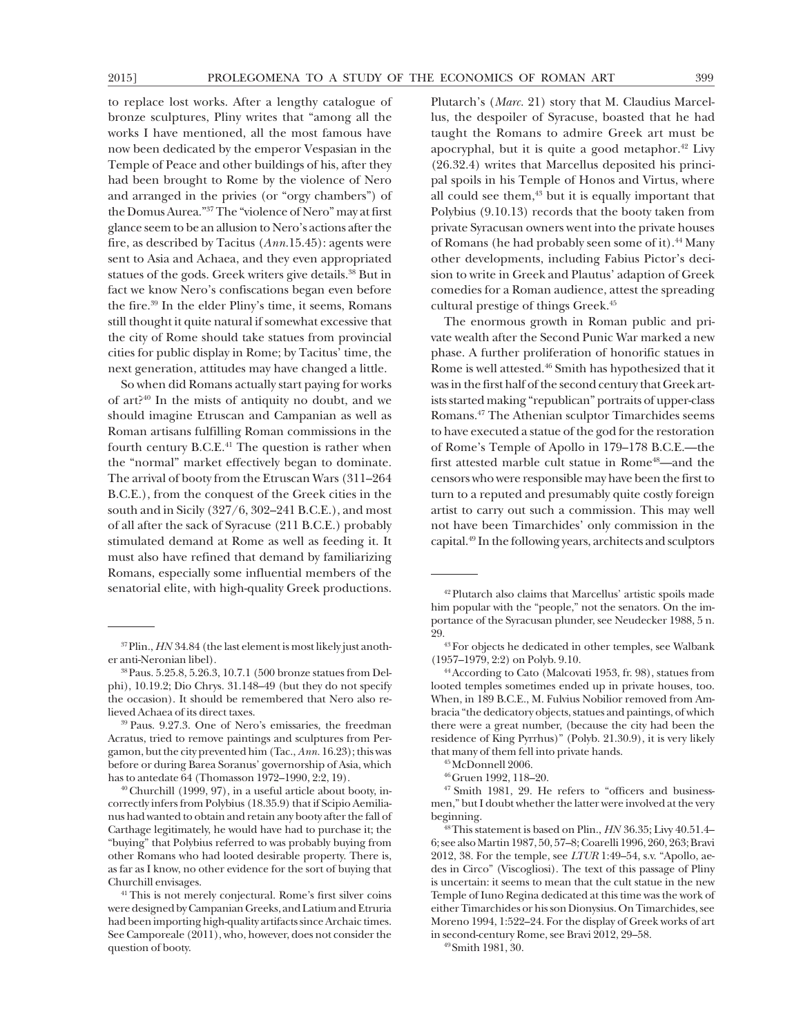to replace lost works. After a lengthy catalogue of bronze sculptures, Pliny writes that "among all the works I have mentioned, all the most famous have now been dedicated by the emperor Vespasian in the Temple of Peace and other buildings of his, after they had been brought to Rome by the violence of Nero and arranged in the privies (or "orgy chambers") of the Domus Aurea."[37] The "violence of Nero" may at first glance seem to be an allusion to Nero's actions after the fire, as described by Tacitus (*Ann.*15.45): agents were sent to Asia and Achaea, and they even appropriated statues of the gods. Greek writers give details.[38] But in fact we know Nero's confiscations began even before the fire.[39] In the elder Pliny's time, it seems, Romans still thought it quite natural if somewhat excessive that the city of Rome should take statues from provincial cities for public display in Rome; by Tacitus' time, the next generation, attitudes may have changed a little.

So when did Romans actually start paying for works of art?[40] In the mists of antiquity no doubt, and we should imagine Etruscan and Campanian as well as Roman artisans fulfilling Roman commissions in the fourth century B.C.E.[41] The question is rather when the "normal" market effectively began to dominate. The arrival of booty from the Etruscan Wars (311–264 B.C.E.), from the conquest of the Greek cities in the south and in Sicily (327/6, 302–241 B.C.E.), and most of all after the sack of Syracuse (211 B.C.E.) probably stimulated demand at Rome as well as feeding it. It must also have refined that demand by familiarizing Romans, especially some influential members of the senatorial elite, with high-quality Greek productions. Plutarch's (*Marc.* 21) story that M. Claudius Marcellus, the despoiler of Syracuse, boasted that he had taught the Romans to admire Greek art must be apocryphal, but it is quite a good metaphor.[42] Livy (26.32.4) writes that Marcellus deposited his principal spoils in his Temple of Honos and Virtus, where all could see them,[43] but it is equally important that Polybius (9.10.13) records that the booty taken from private Syracusan owners went into the private houses of Romans (he had probably seen some of it).[44] Many other developments, including Fabius Pictor's decision to write in Greek and Plautus' adaption of Greek comedies for a Roman audience, attest the spreading cultural prestige of things Greek.[45]

The enormous growth in Roman public and private wealth after the Second Punic War marked a new phase. A further proliferation of honorific statues in Rome is well attested.[46] Smith has hypothesized that it was in the first half of the second century that Greek artists started making "republican" portraits of upper-class Romans.[47] The Athenian sculptor Timarchides seems to have executed a statue of the god for the restoration of Rome's Temple of Apollo in 179–178 B.C.E.—the first attested marble cult statue in Rome[48]—and the censors who were responsible may have been the first to turn to a reputed and presumably quite costly foreign artist to carry out such a commission. This may well not have been Timarchides' only commission in the capital.[49] In the following years, architects and sculptors

---

[37] Plin., *HN* 34.84 (the last element is most likely just another anti-Neronian libel).

[38] Paus. 5.25.8, 5.26.3, 10.7.1 (500 bronze statues from Delphi), 10.19.2; Dio Chrys. 31.148–49 (but they do not specify the occasion). It should be remembered that Nero also relieved Achaea of its direct taxes.

[39] Paus. 9.27.3. One of Nero's emissaries, the freedman Acratus, tried to remove paintings and sculptures from Pergamon, but the city prevented him (Tac., *Ann.* 16.23); this was before or during Barea Soranus' governorship of Asia, which has to antedate 64 (Thomasson 1972–1990, 2:2, 19).

[40] Churchill (1999, 97), in a useful article about booty, incorrectly infers from Polybius (18.35.9) that if Scipio Aemilianus had wanted to obtain and retain any booty after the fall of Carthage legitimately, he would have had to purchase it; the "buying" that Polybius referred to was probably buying from other Romans who had looted desirable property. There is, as far as I know, no other evidence for the sort of buying that Churchill envisages.

[41] This is not merely conjectural. Rome's first silver coins were designed by Campanian Greeks, and Latium and Etruria had been importing high-quality artifacts since Archaic times. See Camporeale (2011), who, however, does not consider the question of booty.

[42] Plutarch also claims that Marcellus' artistic spoils made him popular with the "people," not the senators. On the importance of the Syracusan plunder, see Neudecker 1988, 5 n. 29.

[43] For objects he dedicated in other temples, see Walbank (1957–1979, 2:2) on Polyb. 9.10.

[44] According to Cato (Malcovati 1953, fr. 98), statues from looted temples sometimes ended up in private houses, too. When, in 189 B.C.E., M. Fulvius Nobilior removed from Ambracia "the dedicatory objects, statues and paintings, of which there were a great number, (because the city had been the residence of King Pyrrhus)" (Polyb. 21.30.9), it is very likely that many of them fell into private hands.

[45] McDonnell 2006.

[46] Gruen 1992, 118–20.

[47] Smith 1981, 29. He refers to "officers and businessmen," but I doubt whether the latter were involved at the very beginning.

[48] This statement is based on Plin., *HN* 36.35; Livy 40.51.4–6; see also Martin 1987, 50, 57–8; Coarelli 1996, 260, 263; Bravi 2012, 38. For the temple, see *LTUR* 1:49–54, s.v. "Apollo, aedes in Circo" (Viscogliosi). The text of this passage of Pliny is uncertain: it seems to mean that the cult statue in the new Temple of Iuno Regina dedicated at this time was the work of either Timarchides or his son Dionysius. On Timarchides, see Moreno 1994, 1:522–24. For the display of Greek works of art in second-century Rome, see Bravi 2012, 29–58.

[49] Smith 1981, 30.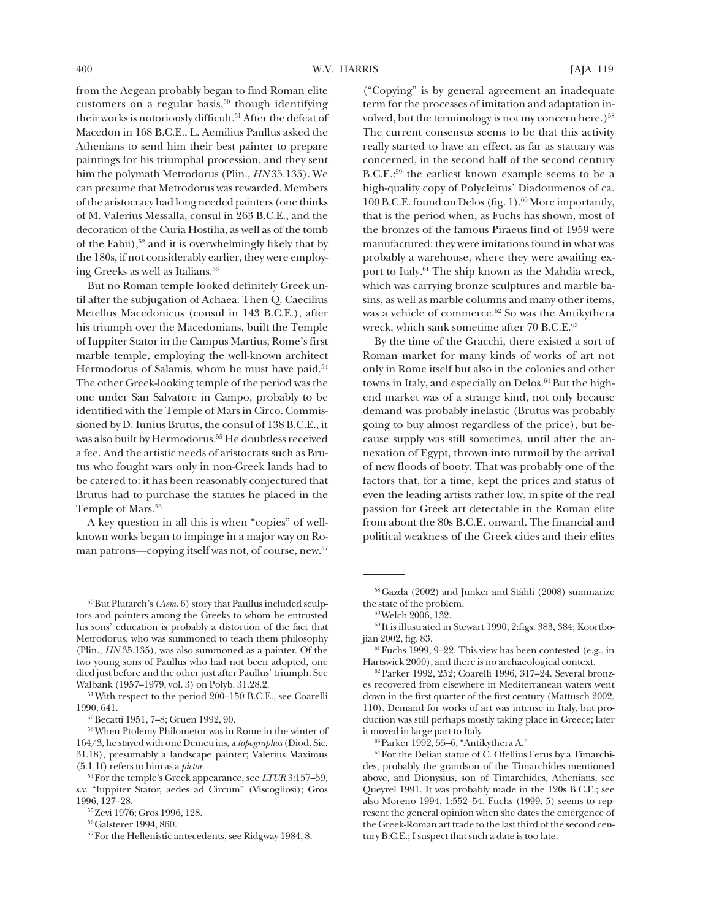from the Aegean probably began to find Roman elite customers on a regular basis,[50] though identifying their works is notoriously difficult.[51] After the defeat of Macedon in 168 B.C.E., L. Aemilius Paullus asked the Athenians to send him their best painter to prepare paintings for his triumphal procession, and they sent him the polymath Metrodorus (Plin., *HN* 35.135). We can presume that Metrodorus was rewarded. Members of the aristocracy had long needed painters (one thinks of M. Valerius Messalla, consul in 263 B.C.E., and the decoration of the Curia Hostilia, as well as of the tomb of the Fabii),[52] and it is overwhelmingly likely that by the 180s, if not considerably earlier, they were employing Greeks as well as Italians.[53]

But no Roman temple looked definitely Greek until after the subjugation of Achaea. Then Q. Caecilius Metellus Macedonicus (consul in 143 B.C.E.), after his triumph over the Macedonians, built the Temple of Iuppiter Stator in the Campus Martius, Rome's first marble temple, employing the well-known architect Hermodorus of Salamis, whom he must have paid.[54] The other Greek-looking temple of the period was the one under San Salvatore in Campo, probably to be identified with the Temple of Mars in Circo. Commissioned by D. Iunius Brutus, the consul of 138 B.C.E., it was also built by Hermodorus.[55] He doubtless received a fee. And the artistic needs of aristocrats such as Brutus who fought wars only in non-Greek lands had to be catered to: it has been reasonably conjectured that Brutus had to purchase the statues he placed in the Temple of Mars.[56]

A key question in all this is when "copies" of well-known works began to impinge in a major way on Roman patrons—copying itself was not, of course, new.[57] ("Copying" is by general agreement an inadequate term for the processes of imitation and adaptation involved, but the terminology is not my concern here.)[58] The current consensus seems to be that this activity really started to have an effect, as far as statuary was concerned, in the second half of the second century B.C.E.:[59] the earliest known example seems to be a high-quality copy of Polycleitus' Diadoumenos of ca. 100 B.C.E. found on Delos (fig. 1).[60] More importantly, that is the period when, as Fuchs has shown, most of the bronzes of the famous Piraeus find of 1959 were manufactured: they were imitations found in what was probably a warehouse, where they were awaiting export to Italy.[61] The ship known as the Mahdia wreck, which was carrying bronze sculptures and marble basins, as well as marble columns and many other items, was a vehicle of commerce.[62] So was the Antikythera wreck, which sank sometime after 70 B.C.E.[63]

By the time of the Gracchi, there existed a sort of Roman market for many kinds of works of art not only in Rome itself but also in the colonies and other towns in Italy, and especially on Delos.[64] But the high-end market was of a strange kind, not only because demand was probably inelastic (Brutus was probably going to buy almost regardless of the price), but because supply was still sometimes, until after the annexation of Egypt, thrown into turmoil by the arrival of new floods of booty. That was probably one of the factors that, for a time, kept the prices and status of even the leading artists rather low, in spite of the real passion for Greek art detectable in the Roman elite from about the 80s B.C.E. onward. The financial and political weakness of the Greek cities and their elites

---

[50] But Plutarch's (*Aem.* 6) story that Paullus included sculptors and painters among the Greeks to whom he entrusted his sons' education is probably a distortion of the fact that Metrodorus, who was summoned to teach them philosophy (Plin., *HN* 35.135), was also summoned as a painter. Of the two young sons of Paullus who had not been adopted, one died just before and the other just after Paullus' triumph. See Walbank (1957–1979, vol. 3) on Polyb. 31.28.2.

[51] With respect to the period 200–150 B.C.E., see Coarelli 1990, 641.

[52] Becatti 1951, 7–8; Gruen 1992, 90.

[53] When Ptolemy Philometor was in Rome in the winter of 164/3, he stayed with one Demetrius, a *topographos* (Diod. Sic. 31.18), presumably a landscape painter; Valerius Maximus (5.1.1f) refers to him as a *pictor*.

[54] For the temple's Greek appearance, see *LTUR* 3:157–59, s.v. "Iuppiter Stator, aedes ad Circum" (Viscogliosi); Gros 1996, 127–28.

[55] Zevi 1976; Gros 1996, 128.

[56] Galsterer 1994, 860.

[57] For the Hellenistic antecedents, see Ridgway 1984, 8.

[58] Gazda (2002) and Junker and Stähli (2008) summarize the state of the problem.

[59] Welch 2006, 132.

[60] It is illustrated in Stewart 1990, 2:figs. 383, 384; Koortbojian 2002, fig. 83.

[61] Fuchs 1999, 9–22. This view has been contested (e.g., in Hartswick 2000), and there is no archaeological context.

[62] Parker 1992, 252; Coarelli 1996, 317–24. Several bronzes recovered from elsewhere in Mediterranean waters went down in the first quarter of the first century (Mattusch 2002, 110). Demand for works of art was intense in Italy, but production was still perhaps mostly taking place in Greece; later it moved in large part to Italy.

[63] Parker 1992, 55–6, "Antikythera A."

[64] For the Delian statue of C. Ofellius Ferus by a Timarchides, probably the grandson of the Timarchides mentioned above, and Dionysius, son of Timarchides, Athenians, see Queyrel 1991. It was probably made in the 120s B.C.E.; see also Moreno 1994, 1:552–54. Fuchs (1999, 5) seems to represent the general opinion when she dates the emergence of the Greek-Roman art trade to the last third of the second century B.C.E.; I suspect that such a date is too late.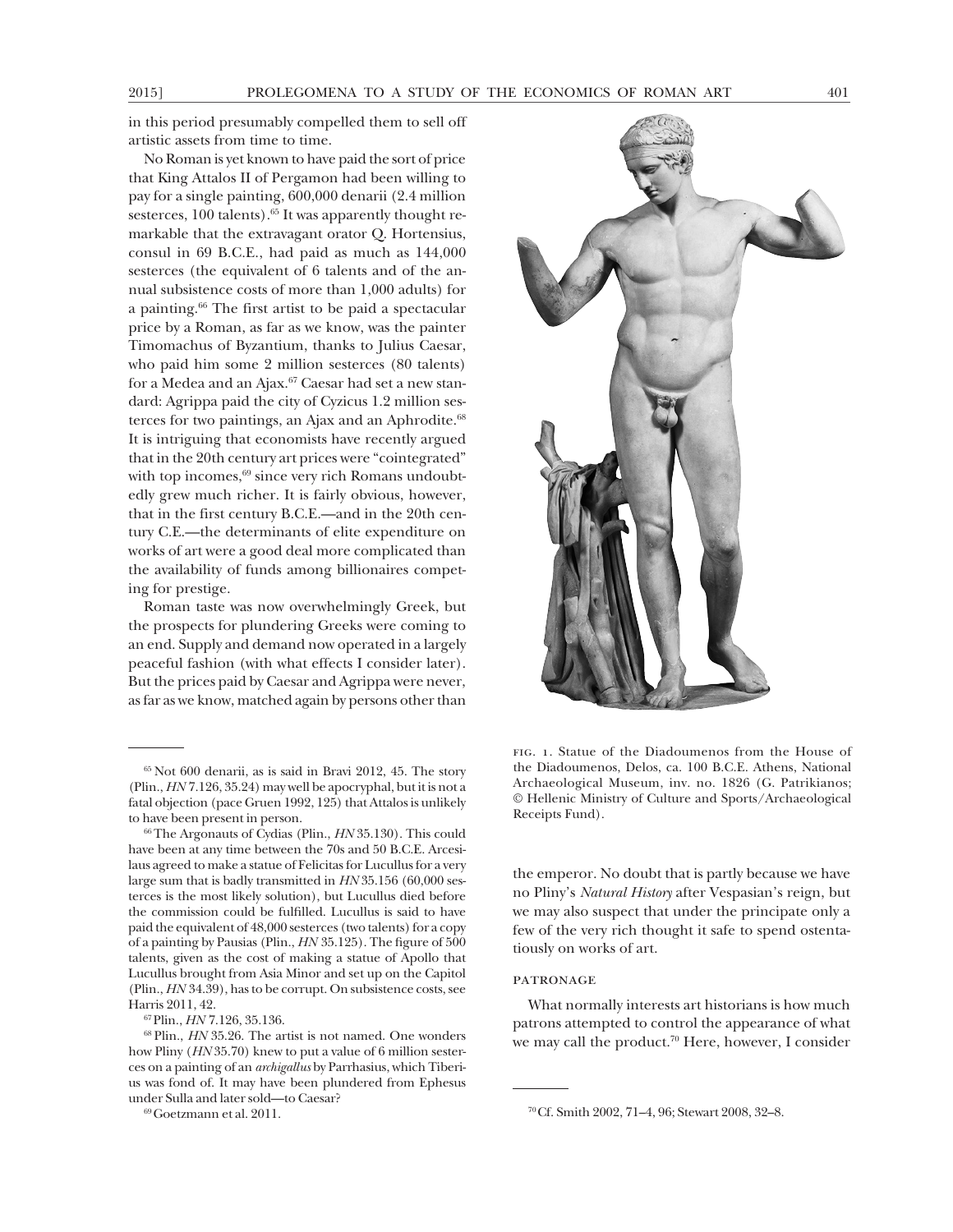in this period presumably compelled them to sell off artistic assets from time to time.

No Roman is yet known to have paid the sort of price that King Attalos II of Pergamon had been willing to pay for a single painting, 600,000 denarii (2.4 million sesterces, 100 talents).[65] It was apparently thought remarkable that the extravagant orator Q. Hortensius, consul in 69 B.C.E., had paid as much as 144,000 sesterces (the equivalent of 6 talents and of the annual subsistence costs of more than 1,000 adults) for a painting.[66] The first artist to be paid a spectacular price by a Roman, as far as we know, was the painter Timomachus of Byzantium, thanks to Julius Caesar, who paid him some 2 million sesterces (80 talents) for a Medea and an Ajax.[67] Caesar had set a new standard: Agrippa paid the city of Cyzicus 1.2 million sesterces for two paintings, an Ajax and an Aphrodite.[68] It is intriguing that economists have recently argued that in the 20th century art prices were "cointegrated" with top incomes,[69] since very rich Romans undoubtedly grew much richer. It is fairly obvious, however, that in the first century B.C.E.—and in the 20th century C.E.—the determinants of elite expenditure on works of art were a good deal more complicated than the availability of funds among billionaires competing for prestige.

Roman taste was now overwhelmingly Greek, but the prospects for plundering Greeks were coming to an end. Supply and demand now operated in a largely peaceful fashion (with what effects I consider later). But the prices paid by Caesar and Agrippa were never, as far as we know, matched again by persons other than the emperor. No doubt that is partly because we have no Pliny's *Natural History* after Vespasian's reign, but we may also suspect that under the principate only a few of the very rich thought it safe to spend ostentatiously on works of art.

FIG. 1. Statue of the Diadoumenos from the House of the Diadoumenos, Delos, ca. 100 B.C.E. Athens, National Archaeological Museum, inv. no. 1826 (G. Patrikianos; © Hellenic Ministry of Culture and Sports/Archaeological Receipts Fund).

## PATRONAGE

What normally interests art historians is how much patrons attempted to control the appearance of what we may call the product.[70] Here, however, I consider

---

[65] Not 600 denarii, as is said in Bravi 2012, 45. The story (Plin., *HN* 7.126, 35.24) may well be apocryphal, but it is not a fatal objection (pace Gruen 1992, 125) that Attalos is unlikely to have been present in person.

[66] The Argonauts of Cydias (Plin., *HN* 35.130). This could have been at any time between the 70s and 50 B.C.E. Arcesilaus agreed to make a statue of Felicitas for Lucullus for a very large sum that is badly transmitted in *HN* 35.156 (60,000 sesterces is the most likely solution), but Lucullus died before the commission could be fulfilled. Lucullus is said to have paid the equivalent of 48,000 sesterces (two talents) for a copy of a painting by Pausias (Plin., *HN* 35.125). The figure of 500 talents, given as the cost of making a statue of Apollo that Lucullus brought from Asia Minor and set up on the Capitol (Plin., *HN* 34.39), has to be corrupt. On subsistence costs, see Harris 2011, 42.

[67] Plin., *HN* 7.126, 35.136.

[68] Plin., *HN* 35.26. The artist is not named. One wonders how Pliny (*HN* 35.70) knew to put a value of 6 million sesterces on a painting of an *archigallus* by Parrhasius, which Tiberius was fond of. It may have been plundered from Ephesus under Sulla and later sold—to Caesar?

[69] Goetzmann et al. 2011.

[70] Cf. Smith 2002, 71–4, 96; Stewart 2008, 32–8.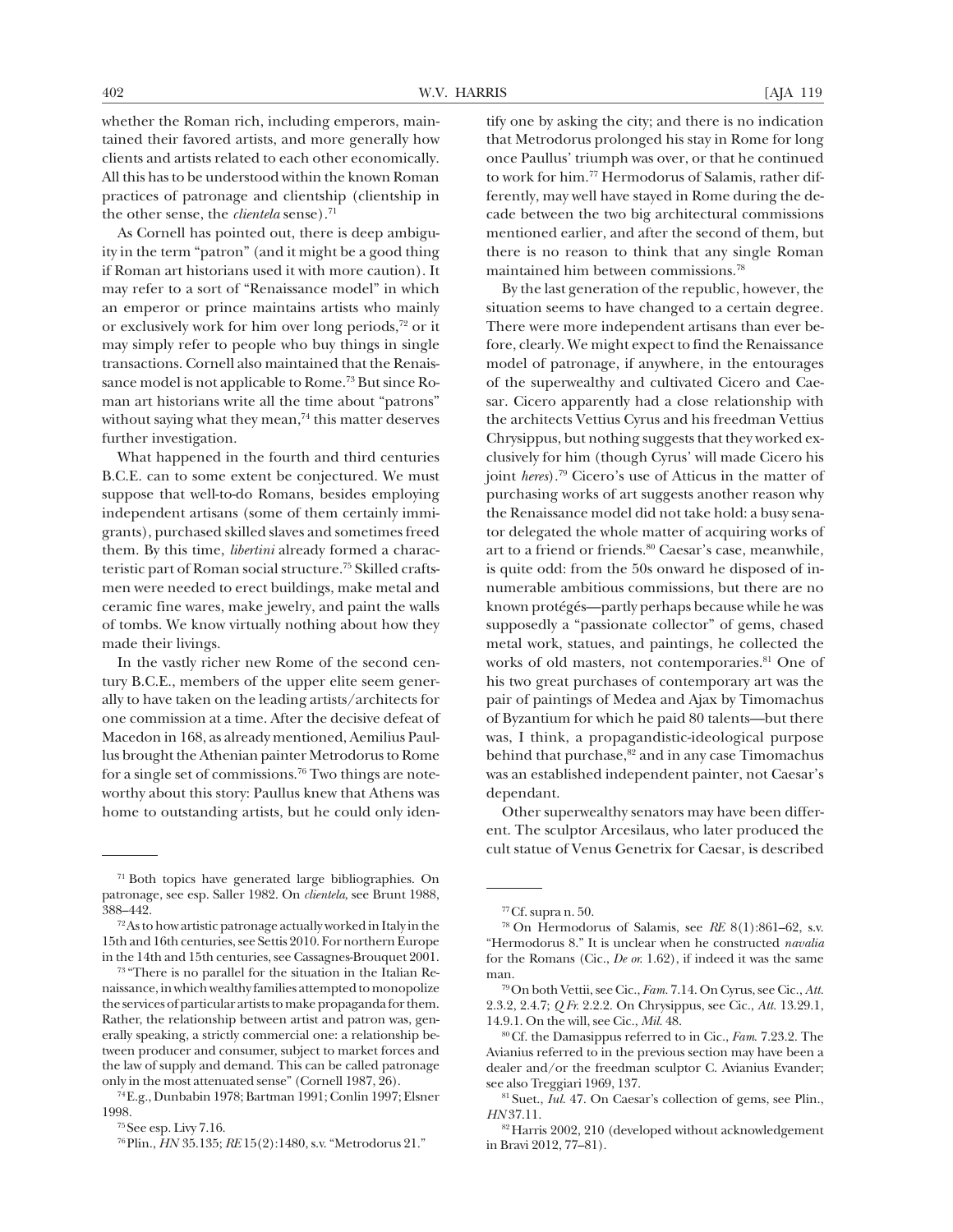whether the Roman rich, including emperors, maintained their favored artists, and more generally how clients and artists related to each other economically. All this has to be understood within the known Roman practices of patronage and clientship (clientship in the other sense, the *clientela* sense).[71]

As Cornell has pointed out, there is deep ambiguity in the term "patron" (and it might be a good thing if Roman art historians used it with more caution). It may refer to a sort of "Renaissance model" in which an emperor or prince maintains artists who mainly or exclusively work for him over long periods,[72] or it may simply refer to people who buy things in single transactions. Cornell also maintained that the Renaissance model is not applicable to Rome.[73] But since Roman art historians write all the time about "patrons" without saying what they mean,[74] this matter deserves further investigation.

What happened in the fourth and third centuries B.C.E. can to some extent be conjectured. We must suppose that well-to-do Romans, besides employing independent artisans (some of them certainly immigrants), purchased skilled slaves and sometimes freed them. By this time, *libertini* already formed a characteristic part of Roman social structure.[75] Skilled craftsmen were needed to erect buildings, make metal and ceramic fine wares, make jewelry, and paint the walls of tombs. We know virtually nothing about how they made their livings.

In the vastly richer new Rome of the second century B.C.E., members of the upper elite seem generally to have taken on the leading artists/architects for one commission at a time. After the decisive defeat of Macedon in 168, as already mentioned, Aemilius Paullus brought the Athenian painter Metrodorus to Rome for a single set of commissions.[76] Two things are noteworthy about this story: Paullus knew that Athens was home to outstanding artists, but he could only identify one by asking the city; and there is no indication that Metrodorus prolonged his stay in Rome for long once Paullus' triumph was over, or that he continued to work for him.[77] Hermodorus of Salamis, rather differently, may well have stayed in Rome during the decade between the two big architectural commissions mentioned earlier, and after the second of them, but there is no reason to think that any single Roman maintained him between commissions.[78]

By the last generation of the republic, however, the situation seems to have changed to a certain degree. There were more independent artisans than ever before, clearly. We might expect to find the Renaissance model of patronage, if anywhere, in the entourages of the superwealthy and cultivated Cicero and Caesar. Cicero apparently had a close relationship with the architects Vettius Cyrus and his freedman Vettius Chrysippus, but nothing suggests that they worked exclusively for him (though Cyrus' will made Cicero his joint *heres*).[79] Cicero's use of Atticus in the matter of purchasing works of art suggests another reason why the Renaissance model did not take hold: a busy senator delegated the whole matter of acquiring works of art to a friend or friends.[80] Caesar's case, meanwhile, is quite odd: from the 50s onward he disposed of innumerable ambitious commissions, but there are no known protégés—partly perhaps because while he was supposedly a "passionate collector" of gems, chased metal work, statues, and paintings, he collected the works of old masters, not contemporaries.[81] One of his two great purchases of contemporary art was the pair of paintings of Medea and Ajax by Timomachus of Byzantium for which he paid 80 talents—but there was, I think, a propagandistic-ideological purpose behind that purchase,[82] and in any case Timomachus was an established independent painter, not Caesar's dependant.

Other superwealthy senators may have been different. The sculptor Arcesilaus, who later produced the cult statue of Venus Genetrix for Caesar, is described

---

[71] Both topics have generated large bibliographies. On patronage, see esp. Saller 1982. On *clientela*, see Brunt 1988, 388–442.

[72] As to how artistic patronage actually worked in Italy in the 15th and 16th centuries, see Settis 2010. For northern Europe in the 14th and 15th centuries, see Cassagnes-Brouquet 2001.

[73] "There is no parallel for the situation in the Italian Renaissance, in which wealthy families attempted to monopolize the services of particular artists to make propaganda for them. Rather, the relationship between artist and patron was, generally speaking, a strictly commercial one: a relationship between producer and consumer, subject to market forces and the law of supply and demand. This can be called patronage only in the most attenuated sense" (Cornell 1987, 26).

[74] E.g., Dunbabin 1978; Bartman 1991; Conlin 1997; Elsner 1998.

[75] See esp. Livy 7.16.

[76] Plin., *HN* 35.135; *RE* 15(2):1480, s.v. "Metrodorus 21."

[77] Cf. supra n. 50.

[78] On Hermodorus of Salamis, see *RE* 8(1):861–62, s.v. "Hermodorus 8." It is unclear when he constructed *navalia* for the Romans (Cic., *De or.* 1.62), if indeed it was the same man.

[79] On both Vettii, see Cic., *Fam.* 7.14. On Cyrus, see Cic., *Att.* 2.3.2, 2.4.7; *Q Fr.* 2.2.2. On Chrysippus, see Cic., *Att.* 13.29.1, 14.9.1. On the will, see Cic., *Mil.* 48.

[80] Cf. the Damasippus referred to in Cic., *Fam.* 7.23.2. The Avianius referred to in the previous section may have been a dealer and/or the freedman sculptor C. Avianius Evander; see also Treggiari 1969, 137.

[81] Suet., *Iul.* 47. On Caesar's collection of gems, see Plin., *HN* 37.11.

[82] Harris 2002, 210 (developed without acknowledgement in Bravi 2012, 77–81).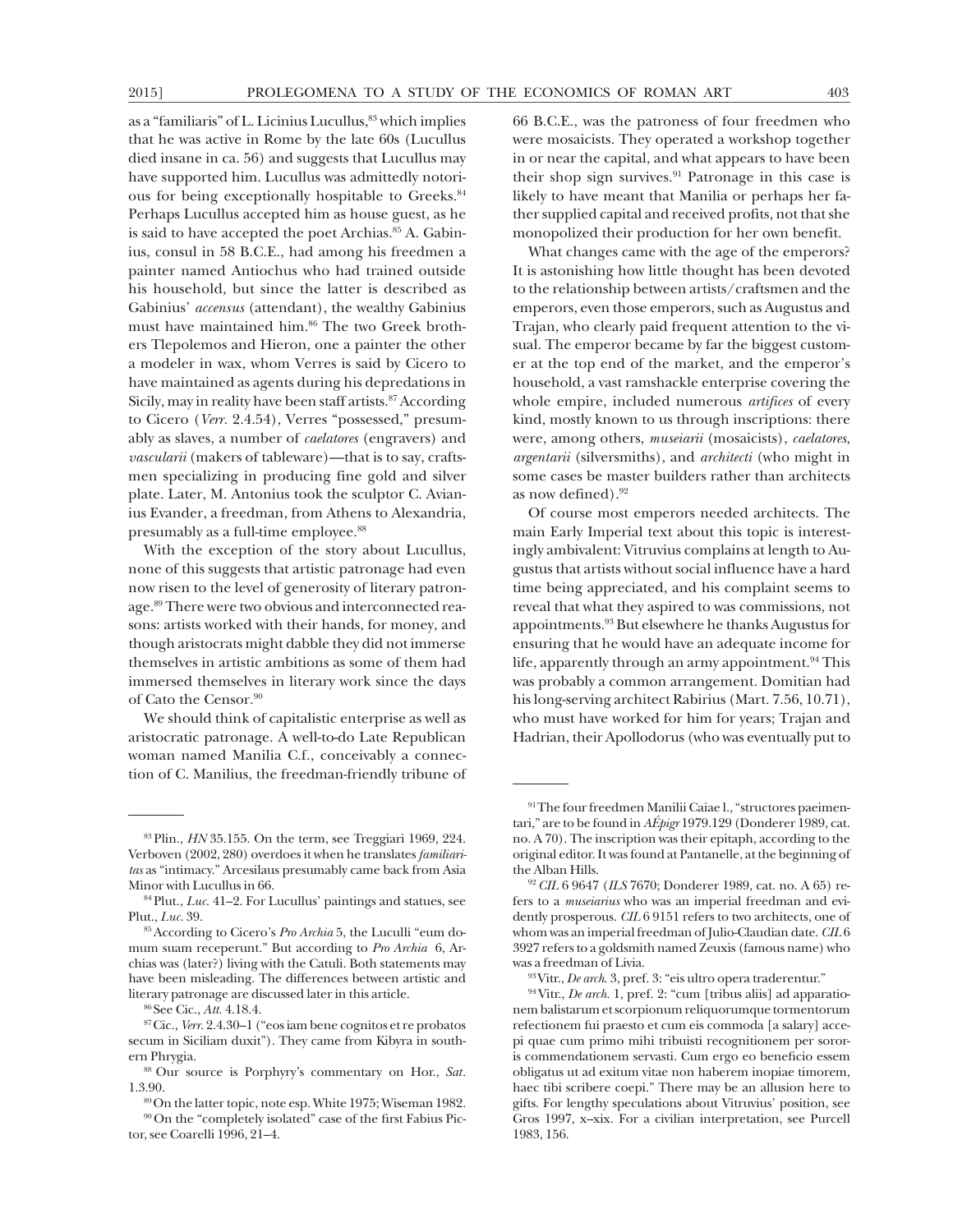as a "familiaris" of L. Licinius Lucullus,[83] which implies that he was active in Rome by the late 60s (Lucullus died insane in ca. 56) and suggests that Lucullus may have supported him. Lucullus was admittedly notorious for being exceptionally hospitable to Greeks.[84] Perhaps Lucullus accepted him as house guest, as he is said to have accepted the poet Archias.[85] A. Gabinius, consul in 58 B.C.E., had among his freedmen a painter named Antiochus who had trained outside his household, but since the latter is described as Gabinius' *accensus* (attendant), the wealthy Gabinius must have maintained him.[86] The two Greek brothers Tlepolemos and Hieron, one a painter the other a modeler in wax, whom Verres is said by Cicero to have maintained as agents during his depredations in Sicily, may in reality have been staff artists.[87] According to Cicero (*Verr.* 2.4.54), Verres "possessed," presumably as slaves, a number of *caelatores* (engravers) and *vascularii* (makers of tableware)—that is to say, craftsmen specializing in producing fine gold and silver plate. Later, M. Antonius took the sculptor C. Avianius Evander, a freedman, from Athens to Alexandria, presumably as a full-time employee.[88]

With the exception of the story about Lucullus, none of this suggests that artistic patronage had even now risen to the level of generosity of literary patronage.[89] There were two obvious and interconnected reasons: artists worked with their hands, for money, and though aristocrats might dabble they did not immerse themselves in artistic ambitions as some of them had immersed themselves in literary work since the days of Cato the Censor.[90]

We should think of capitalistic enterprise as well as aristocratic patronage. A well-to-do Late Republican woman named Manilia C.f., conceivably a connection of C. Manilius, the freedman-friendly tribune of 66 B.C.E., was the patroness of four freedmen who were mosaicists. They operated a workshop together in or near the capital, and what appears to have been their shop sign survives.[91] Patronage in this case is likely to have meant that Manilia or perhaps her father supplied capital and received profits, not that she monopolized their production for her own benefit.

What changes came with the age of the emperors? It is astonishing how little thought has been devoted to the relationship between artists/craftsmen and the emperors, even those emperors, such as Augustus and Trajan, who clearly paid frequent attention to the visual. The emperor became by far the biggest customer at the top end of the market, and the emperor's household, a vast ramshackle enterprise covering the whole empire, included numerous *artifices* of every kind, mostly known to us through inscriptions: there were, among others, *museiarii* (mosaicists), *caelatores*, *argentarii* (silversmiths), and *architecti* (who might in some cases be master builders rather than architects as now defined).[92]

Of course most emperors needed architects. The main Early Imperial text about this topic is interestingly ambivalent: Vitruvius complains at length to Augustus that artists without social influence have a hard time being appreciated, and his complaint seems to reveal that what they aspired to was commissions, not appointments.[93] But elsewhere he thanks Augustus for ensuring that he would have an adequate income for life, apparently through an army appointment.[94] This was probably a common arrangement. Domitian had his long-serving architect Rabirius (Mart. 7.56, 10.71), who must have worked for him for years; Trajan and Hadrian, their Apollodorus (who was eventually put to

---

[83] Plin., *HN* 35.155. On the term, see Treggiari 1969, 224. Verboven (2002, 280) overdoes it when he translates *familiaritas* as "intimacy." Arcesilaus presumably came back from Asia Minor with Lucullus in 66.

[84] Plut., *Luc.* 41–2. For Lucullus' paintings and statues, see Plut., *Luc.* 39.

[85] According to Cicero's *Pro Archia* 5, the Luculli "eum domum suam receperunt." But according to *Pro Archia* 6, Archias was (later?) living with the Catuli. Both statements may have been misleading. The differences between artistic and literary patronage are discussed later in this article.

[86] See Cic., *Att.* 4.18.4.

[87] Cic., *Verr.* 2.4.30–1 ("eos iam bene cognitos et re probatos secum in Siciliam duxit"). They came from Kibyra in southern Phrygia.

[88] Our source is Porphyry's commentary on Hor., *Sat.* 1.3.90.

[89] On the latter topic, note esp. White 1975; Wiseman 1982.

[90] On the "completely isolated" case of the first Fabius Pictor, see Coarelli 1996, 21–4.

[91] The four freedmen Manilii Caiae l., "structores paeimentari," are to be found in *AÉpigr* 1979.129 (Donderer 1989, cat. no. A 70). The inscription was their epitaph, according to the original editor. It was found at Pantanelle, at the beginning of the Alban Hills.

[92] *CIL* 6 9647 (*ILS* 7670; Donderer 1989, cat. no. A 65) refers to a *museiarius* who was an imperial freedman and evidently prosperous. *CIL* 6 9151 refers to two architects, one of whom was an imperial freedman of Julio-Claudian date. *CIL* 6 3927 refers to a goldsmith named Zeuxis (famous name) who was a freedman of Livia.

[93] Vitr., *De arch.* 3, pref. 3: "eis ultro opera traderentur."

[94] Vitr., *De arch.* 1, pref. 2: "cum [tribus aliis] ad apparationem balistarum et scorpionum reliquorumque tormentorum refectionem fui praesto et cum eis commoda [a salary] accepi quae cum primo mihi tribuisti recognitionem per sororis commendationem servasti. Cum ergo eo beneficio essem obligatus ut ad exitum vitae non haberem inopiae timorem, haec tibi scribere coepi." There may be an allusion here to gifts. For lengthy speculations about Vitruvius' position, see Gros 1997, x–xix. For a civilian interpretation, see Purcell 1983, 156.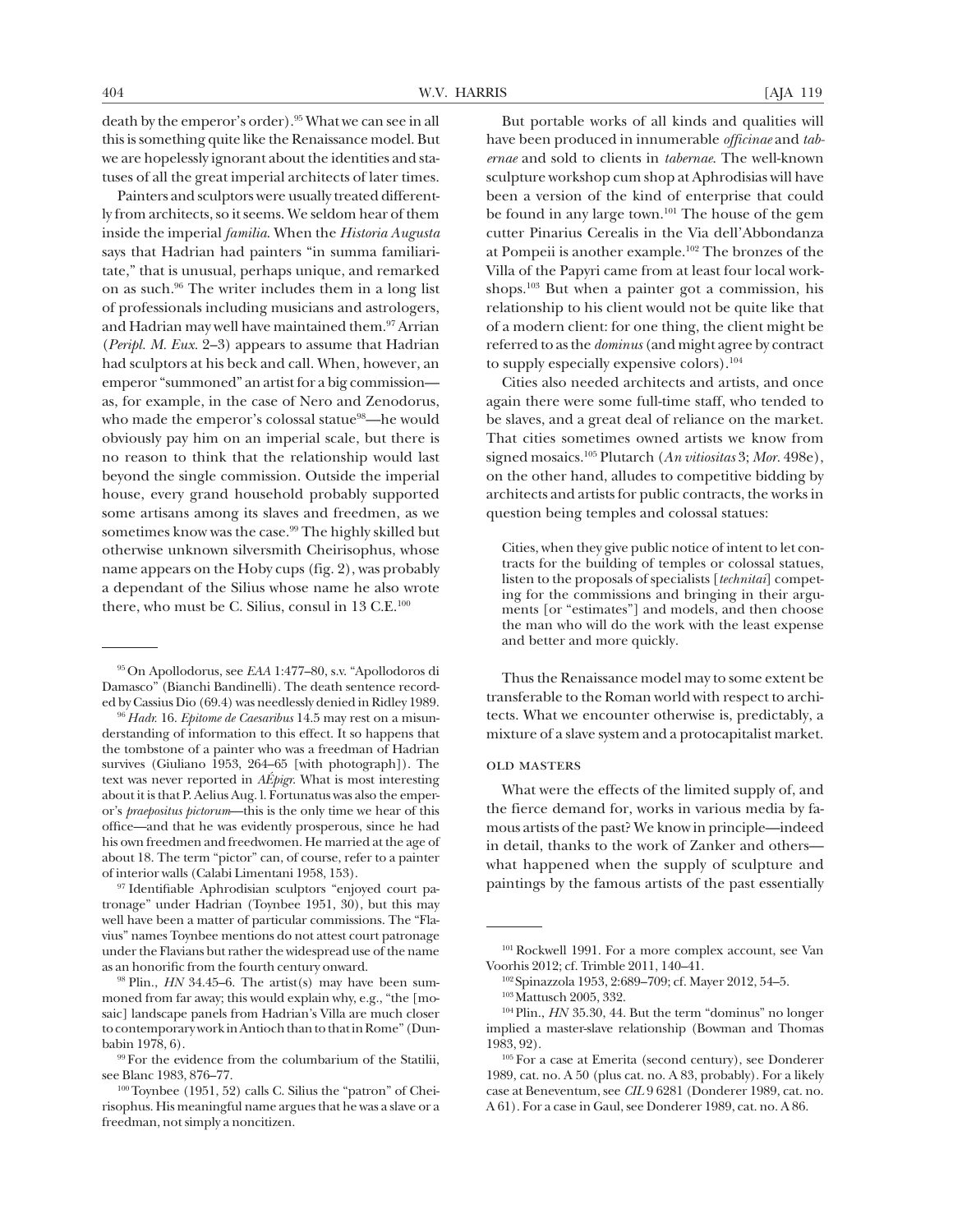death by the emperor's order).[95] What we can see in all this is something quite like the Renaissance model. But we are hopelessly ignorant about the identities and statuses of all the great imperial architects of later times.

Painters and sculptors were usually treated differently from architects, so it seems. We seldom hear of them inside the imperial *familia*. When the *Historia Augusta* says that Hadrian had painters "in summa familiaritate," that is unusual, perhaps unique, and remarked on as such.[96] The writer includes them in a long list of professionals including musicians and astrologers, and Hadrian may well have maintained them.[97] Arrian (*Peripl. M. Eux.* 2–3) appears to assume that Hadrian had sculptors at his beck and call. When, however, an emperor "summoned" an artist for a big commission—as, for example, in the case of Nero and Zenodorus, who made the emperor's colossal statue[98]—he would obviously pay him on an imperial scale, but there is no reason to think that the relationship would last beyond the single commission. Outside the imperial house, every grand household probably supported some artisans among its slaves and freedmen, as we sometimes know was the case.[99] The highly skilled but otherwise unknown silversmith Cheirisophus, whose name appears on the Hoby cups (fig. 2), was probably a dependant of the Silius whose name he also wrote there, who must be C. Silius, consul in 13 C.E.[100]

But portable works of all kinds and qualities will have been produced in innumerable *officinae* and *tabernae* and sold to clients in *tabernae*. The well-known sculpture workshop cum shop at Aphrodisias will have been a version of the kind of enterprise that could be found in any large town.[101] The house of the gem cutter Pinarius Cerealis in the Via dell'Abbondanza at Pompeii is another example.[102] The bronzes of the Villa of the Papyri came from at least four local workshops.[103] But when a painter got a commission, his relationship to his client would not be quite like that of a modern client: for one thing, the client might be referred to as the *dominus* (and might agree by contract to supply especially expensive colors).[104]

Cities also needed architects and artists, and once again there were some full-time staff, who tended to be slaves, and a great deal of reliance on the market. That cities sometimes owned artists we know from signed mosaics.[105] Plutarch (*An vitiositas* 3; *Mor.* 498e), on the other hand, alludes to competitive bidding by architects and artists for public contracts, the works in question being temples and colossal statues:

> Cities, when they give public notice of intent to let contracts for the building of temples or colossal statues, listen to the proposals of specialists [*technitai*] competing for the commissions and bringing in their arguments [or "estimates"] and models, and then choose the man who will do the work with the least expense and better and more quickly.

Thus the Renaissance model may to some extent be transferable to the Roman world with respect to architects. What we encounter otherwise is, predictably, a mixture of a slave system and a protocapitalist market.

## Old Masters

What were the effects of the limited supply of, and the fierce demand for, works in various media by famous artists of the past? We know in principle—indeed in detail, thanks to the work of Zanker and others—what happened when the supply of sculpture and paintings by the famous artists of the past essentially

---

[95] On Apollodorus, see *EAA* 1:477–80, s.v. "Apollodoros di Damasco" (Bianchi Bandinelli). The death sentence recorded by Cassius Dio (69.4) was needlessly denied in Ridley 1989.

[96] *Hadr.* 16. *Epitome de Caesaribus* 14.5 may rest on a misunderstanding of information to this effect. It so happens that the tombstone of a painter who was a freedman of Hadrian survives (Giuliano 1953, 264–65 [with photograph]). The text was never reported in *AÉpigr.* What is most interesting about it is that P. Aelius Aug. l. Fortunatus was also the emperor's *praepositus pictorum*—this is the only time we hear of this office—and that he was evidently prosperous, since he had his own freedmen and freedwomen. He married at the age of about 18. The term "pictor" can, of course, refer to a painter of interior walls (Calabi Limentani 1958, 153).

[97] Identifiable Aphrodisian sculptors "enjoyed court patronage" under Hadrian (Toynbee 1951, 30), but this may well have been a matter of particular commissions. The "Flavius" names Toynbee mentions do not attest court patronage under the Flavians but rather the widespread use of the name as an honorific from the fourth century onward.

[98] Plin., *HN* 34.45–6. The artist(s) may have been summoned from far away; this would explain why, e.g., "the [mosaic] landscape panels from Hadrian's Villa are much closer to contemporary work in Antioch than to that in Rome" (Dunbabin 1978, 6).

[99] For the evidence from the columbarium of the Statilii, see Blanc 1983, 876–77.

[100] Toynbee (1951, 52) calls C. Silius the "patron" of Cheirisophus. His meaningful name argues that he was a slave or a freedman, not simply a noncitizen.

[101] Rockwell 1991. For a more complex account, see Van Voorhis 2012; cf. Trimble 2011, 140–41.

[102] Spinazzola 1953, 2:689–709; cf. Mayer 2012, 54–5.

[103] Mattusch 2005, 332.

[104] Plin., *HN* 35.30, 44. But the term "dominus" no longer implied a master-slave relationship (Bowman and Thomas 1983, 92).

[105] For a case at Emerita (second century), see Donderer 1989, cat. no. A 50 (plus cat. no. A 83, probably). For a likely case at Beneventum, see *CIL* 9 6281 (Donderer 1989, cat. no. A 61). For a case in Gaul, see Donderer 1989, cat. no. A 86.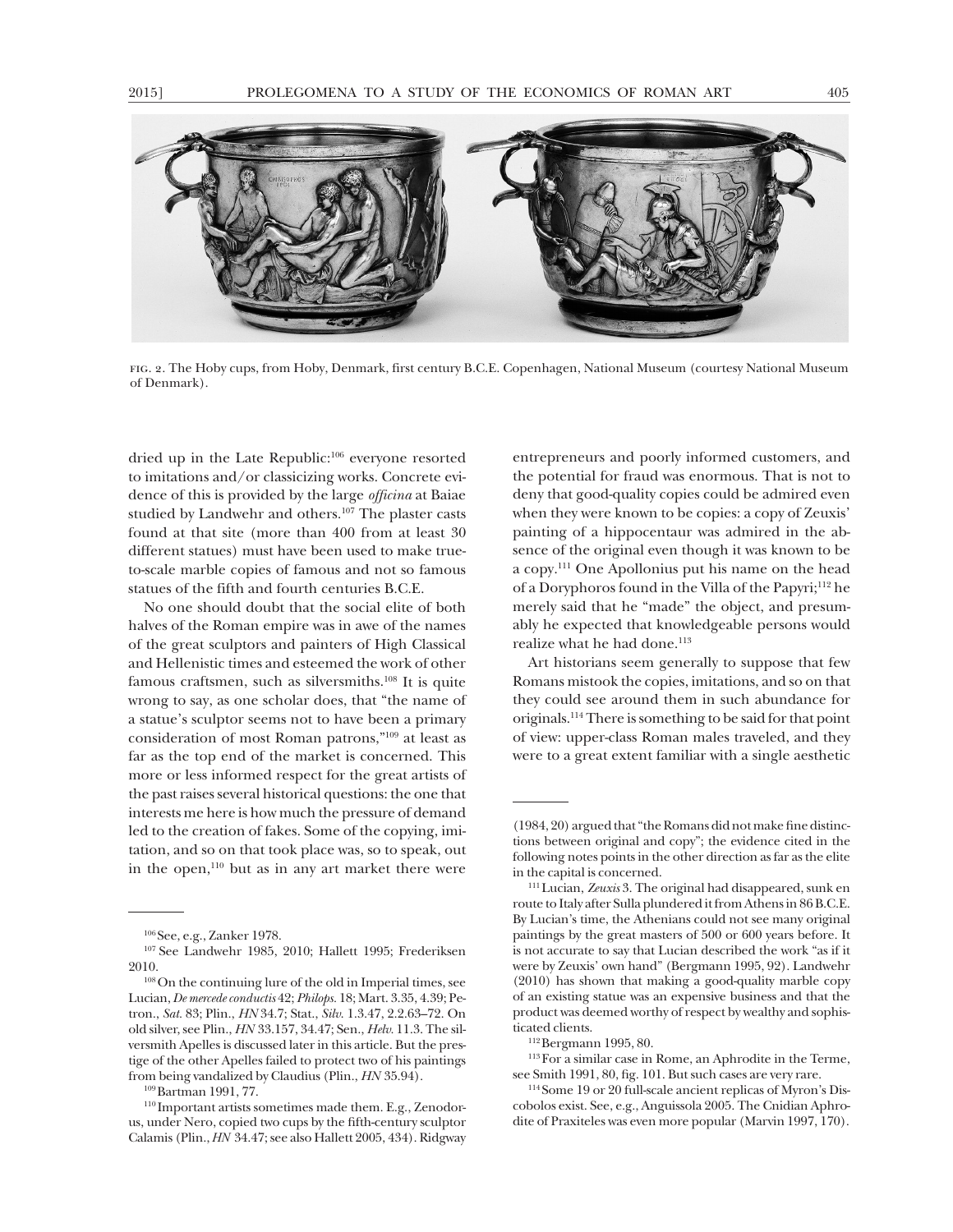FIG. 2. The Hoby cups, from Hoby, Denmark, first century B.C.E. Copenhagen, National Museum (courtesy National Museum of Denmark).

dried up in the Late Republic:[106] everyone resorted to imitations and/or classicizing works. Concrete evidence of this is provided by the large *officina* at Baiae studied by Landwehr and others.[107] The plaster casts found at that site (more than 400 from at least 30 different statues) must have been used to make true-to-scale marble copies of famous and not so famous statues of the fifth and fourth centuries B.C.E.

No one should doubt that the social elite of both halves of the Roman empire was in awe of the names of the great sculptors and painters of High Classical and Hellenistic times and esteemed the work of other famous craftsmen, such as silversmiths.[108] It is quite wrong to say, as one scholar does, that "the name of a statue's sculptor seems not to have been a primary consideration of most Roman patrons,"[109] at least as far as the top end of the market is concerned. This more or less informed respect for the great artists of the past raises several historical questions: the one that interests me here is how much the pressure of demand led to the creation of fakes. Some of the copying, imitation, and so on that took place was, so to speak, out in the open,[110] but as in any art market there were entrepreneurs and poorly informed customers, and the potential for fraud was enormous. That is not to deny that good-quality copies could be admired even when they were known to be copies: a copy of Zeuxis' painting of a hippocentaur was admired in the absence of the original even though it was known to be a copy.[111] One Apollonius put his name on the head of a Doryphoros found in the Villa of the Papyri;[112] he merely said that he "made" the object, and presumably he expected that knowledgeable persons would realize what he had done.[113]

Art historians seem generally to suppose that few Romans mistook the copies, imitations, and so on that they could see around them in such abundance for originals.[114] There is something to be said for that point of view: upper-class Roman males traveled, and they were to a great extent familiar with a single aesthetic

---

[106] See, e.g., Zanker 1978.

[107] See Landwehr 1985, 2010; Hallett 1995; Frederiksen 2010.

[108] On the continuing lure of the old in Imperial times, see Lucian, *De mercede conductis* 42; *Philops.* 18; Mart. 3.35, 4.39; Petron., *Sat.* 83; Plin., *HN* 34.7; Stat., *Silv.* 1.3.47, 2.2.63–72. On old silver, see Plin., *HN* 33.157, 34.47; Sen., *Helv.* 11.3. The silversmith Apelles is discussed later in this article. But the prestige of the other Apelles failed to protect two of his paintings from being vandalized by Claudius (Plin., *HN* 35.94).

[109] Bartman 1991, 77.

[110] Important artists sometimes made them. E.g., Zenodorus, under Nero, copied two cups by the fifth-century sculptor Calamis (Plin., *HN* 34.47; see also Hallett 2005, 434). Ridgway (1984, 20) argued that "the Romans did not make fine distinctions between original and copy"; the evidence cited in the following notes points in the other direction as far as the elite in the capital is concerned.

[111] Lucian, *Zeuxis* 3. The original had disappeared, sunk en route to Italy after Sulla plundered it from Athens in 86 B.C.E. By Lucian's time, the Athenians could not see many original paintings by the great masters of 500 or 600 years before. It is not accurate to say that Lucian described the work "as if it were by Zeuxis' own hand" (Bergmann 1995, 92). Landwehr (2010) has shown that making a good-quality marble copy of an existing statue was an expensive business and that the product was deemed worthy of respect by wealthy and sophisticated clients.

[112] Bergmann 1995, 80.

[113] For a similar case in Rome, an Aphrodite in the Terme, see Smith 1991, 80, fig. 101. But such cases are very rare.

[114] Some 19 or 20 full-scale ancient replicas of Myron's Discobolos exist. See, e.g., Anguissola 2005. The Cnidian Aphrodite of Praxiteles was even more popular (Marvin 1997, 170).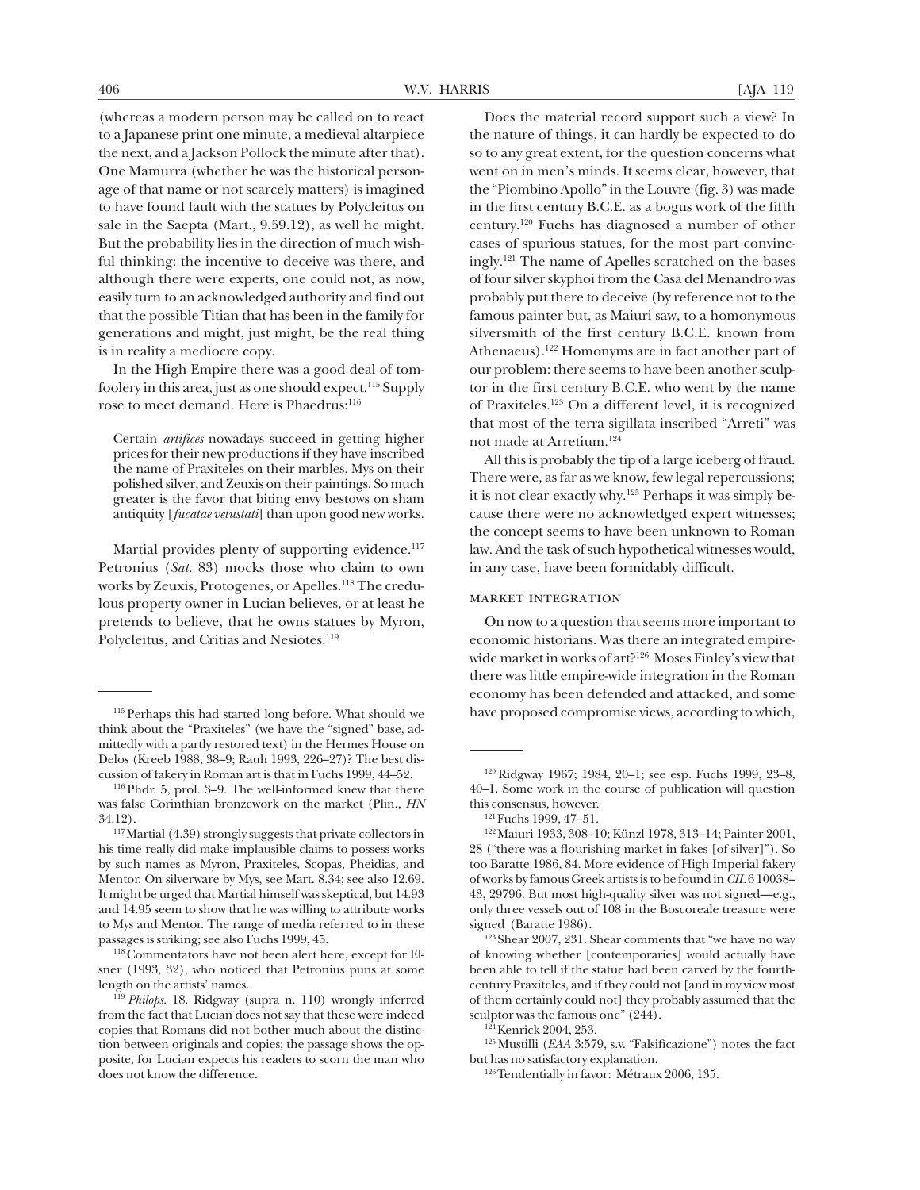(whereas a modern person may be called on to react to a Japanese print one minute, a medieval altarpiece the next, and a Jackson Pollock the minute after that). One Mamurra (whether he was the historical personage of that name or not scarcely matters) is imagined to have found fault with the statues by Polycleitus on sale in the Saepta (Mart., 9.59.12), as well he might. But the probability lies in the direction of much wishful thinking: the incentive to deceive was there, and although there were experts, one could not, as now, easily turn to an acknowledged authority and find out that the possible Titian that has been in the family for generations and might, just might, be the real thing is in reality a mediocre copy.

In the High Empire there was a good deal of tomfoolery in this area, just as one should expect.[115] Supply rose to meet demand. Here is Phaedrus:[116]

> Certain *artifices* nowadays succeed in getting higher prices for their new productions if they have inscribed the name of Praxiteles on their marbles, Mys on their polished silver, and Zeuxis on their paintings. So much greater is the favor that biting envy bestows on sham antiquity [*fucatae vetustati*] than upon good new works.

Martial provides plenty of supporting evidence.[117] Petronius (*Sat.* 83) mocks those who claim to own works by Zeuxis, Protogenes, or Apelles.[118] The credulous property owner in Lucian believes, or at least he pretends to believe, that he owns statues by Myron, Polycleitus, and Critias and Nesiotes.[119]

Does the material record support such a view? In the nature of things, it can hardly be expected to do so to any great extent, for the question concerns what went on in men's minds. It seems clear, however, that the "Piombino Apollo" in the Louvre (fig. 3) was made in the first century B.C.E. as a bogus work of the fifth century.[120] Fuchs has diagnosed a number of other cases of spurious statues, for the most part convincingly.[121] The name of Apelles scratched on the bases of four silver skyphoi from the Casa del Menandro was probably put there to deceive (by reference not to the famous painter but, as Maiuri saw, to a homonymous silversmith of the first century B.C.E. known from Athenaeus).[122] Homonyms are in fact another part of our problem: there seems to have been another sculptor in the first century B.C.E. who went by the name of Praxiteles.[123] On a different level, it is recognized that most of the terra sigillata inscribed "Arreti" was not made at Arretium.[124]

All this is probably the tip of a large iceberg of fraud. There were, as far as we know, few legal repercussions; it is not clear exactly why.[125] Perhaps it was simply because there were no acknowledged expert witnesses; the concept seems to have been unknown to Roman law. And the task of such hypothetical witnesses would, in any case, have been formidably difficult.

## MARKET INTEGRATION

On now to a question that seems more important to economic historians. Was there an integrated empire-wide market in works of art?[126] Moses Finley's view that there was little empire-wide integration in the Roman economy has been defended and attacked, and some have proposed compromise views, according to which,

---

[115] Perhaps this had started long before. What should we think about the "Praxiteles" (we have the "signed" base, admittedly with a partly restored text) in the Hermes House on Delos (Kreeb 1988, 38–9; Rauh 1993, 226–27)? The best discussion of fakery in Roman art is that in Fuchs 1999, 44–52.

[116] Phdr. 5, prol. 3–9. The well-informed knew that there was false Corinthian bronzework on the market (Plin., *HN* 34.12).

[117] Martial (4.39) strongly suggests that private collectors in his time really did make implausible claims to possess works by such names as Myron, Praxiteles, Scopas, Pheidias, and Mentor. On silverware by Mys, see Mart. 8.34; see also 12.69. It might be urged that Martial himself was skeptical, but 14.93 and 14.95 seem to show that he was willing to attribute works to Mys and Mentor. The range of media referred to in these passages is striking; see also Fuchs 1999, 45.

[118] Commentators have not been alert here, except for Elsner (1993, 32), who noticed that Petronius puns at some length on the artists' names.

[119] *Philops.* 18. Ridgway (supra n. 110) wrongly inferred from the fact that Lucian does not say that these were indeed copies that Romans did not bother much about the distinction between originals and copies; the passage shows the opposite, for Lucian expects his readers to scorn the man who does not know the difference.

[120] Ridgway 1967; 1984, 20–1; see esp. Fuchs 1999, 23–8, 40–1. Some work in the course of publication will question this consensus, however.

[121] Fuchs 1999, 47–51.

[122] Maiuri 1933, 308–10; Künzl 1978, 313–14; Painter 2001, 28 ("there was a flourishing market in fakes [of silver]"). So too Baratte 1986, 84. More evidence of High Imperial fakery of works by famous Greek artists is to be found in *CIL* 6 10038–43, 29796. But most high-quality silver was not signed—e.g., only three vessels out of 108 in the Boscoreale treasure were signed (Baratte 1986).

[123] Shear 2007, 231. Shear comments that "we have no way of knowing whether [contemporaries] would actually have been able to tell if the statue had been carved by the fourth-century Praxiteles, and if they could not [and in my view most of them certainly could not] they probably assumed that the sculptor was the famous one" (244).

[124] Kenrick 2004, 253.

[125] Mustilli (*EAA* 3:579, s.v. "Falsificazione") notes the fact but has no satisfactory explanation.

[126] Tendentially in favor: Métraux 2006, 135.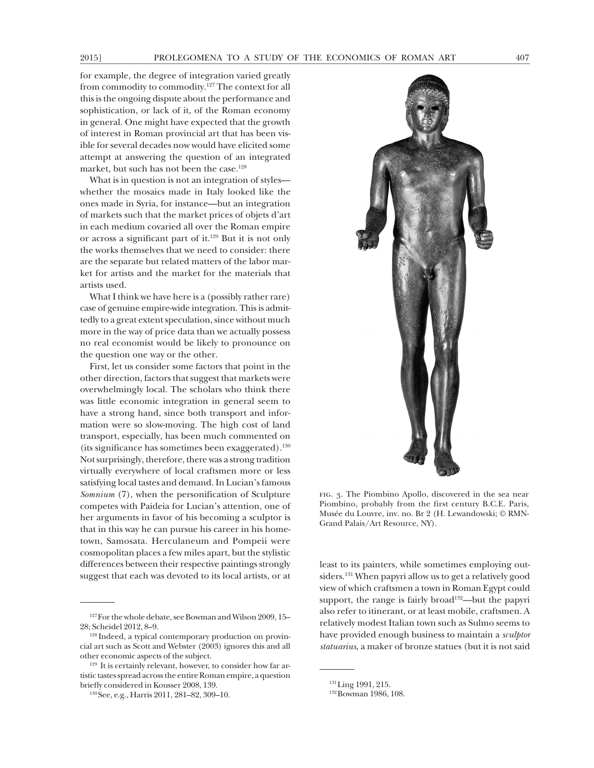for example, the degree of integration varied greatly from commodity to commodity.[127] The context for all this is the ongoing dispute about the performance and sophistication, or lack of it, of the Roman economy in general. One might have expected that the growth of interest in Roman provincial art that has been visible for several decades now would have elicited some attempt at answering the question of an integrated market, but such has not been the case.[128]

What is in question is not an integration of styles—whether the mosaics made in Italy looked like the ones made in Syria, for instance—but an integration of markets such that the market prices of objets d'art in each medium covaried all over the Roman empire or across a significant part of it.[129] But it is not only the works themselves that we need to consider: there are the separate but related matters of the labor market for artists and the market for the materials that artists used.

What I think we have here is a (possibly rather rare) case of genuine empire-wide integration. This is admittedly to a great extent speculation, since without much more in the way of price data than we actually possess no real economist would be likely to pronounce on the question one way or the other.

First, let us consider some factors that point in the other direction, factors that suggest that markets were overwhelmingly local. The scholars who think there was little economic integration in general seem to have a strong hand, since both transport and information were so slow-moving. The high cost of land transport, especially, has been much commented on (its significance has sometimes been exaggerated).[130] Not surprisingly, therefore, there was a strong tradition virtually everywhere of local craftsmen more or less satisfying local tastes and demand. In Lucian's famous *Somnium* (7), when the personification of Sculpture competes with Paideia for Lucian's attention, one of her arguments in favor of his becoming a sculptor is that in this way he can pursue his career in his hometown, Samosata. Herculaneum and Pompeii were cosmopolitan places a few miles apart, but the stylistic differences between their respective paintings strongly suggest that each was devoted to its local artists, or at least to its painters, while sometimes employing outsiders.[131] When papyri allow us to get a relatively good view of which craftsmen a town in Roman Egypt could support, the range is fairly broad[132]—but the papyri also refer to itinerant, or at least mobile, craftsmen. A relatively modest Italian town such as Sulmo seems to have provided enough business to maintain a *sculptor statuarius*, a maker of bronze statues (but it is not said

FIG. 3. The Piombino Apollo, discovered in the sea near Piombino, probably from the first century B.C.E. Paris, Musée du Louvre, inv. no. Br 2 (H. Lewandowski; © RMN-Grand Palais/Art Resource, NY).

---

[127] For the whole debate, see Bowman and Wilson 2009, 15–28; Scheidel 2012, 8–9.

[128] Indeed, a typical contemporary production on provincial art such as Scott and Webster (2003) ignores this and all other economic aspects of the subject.

[129] It is certainly relevant, however, to consider how far artistic tastes spread across the entire Roman empire, a question briefly considered in Kousser 2008, 139.

[130] See, e.g., Harris 2011, 281–82, 309–10.

[131] Ling 1991, 215.

[132] Bowman 1986, 108.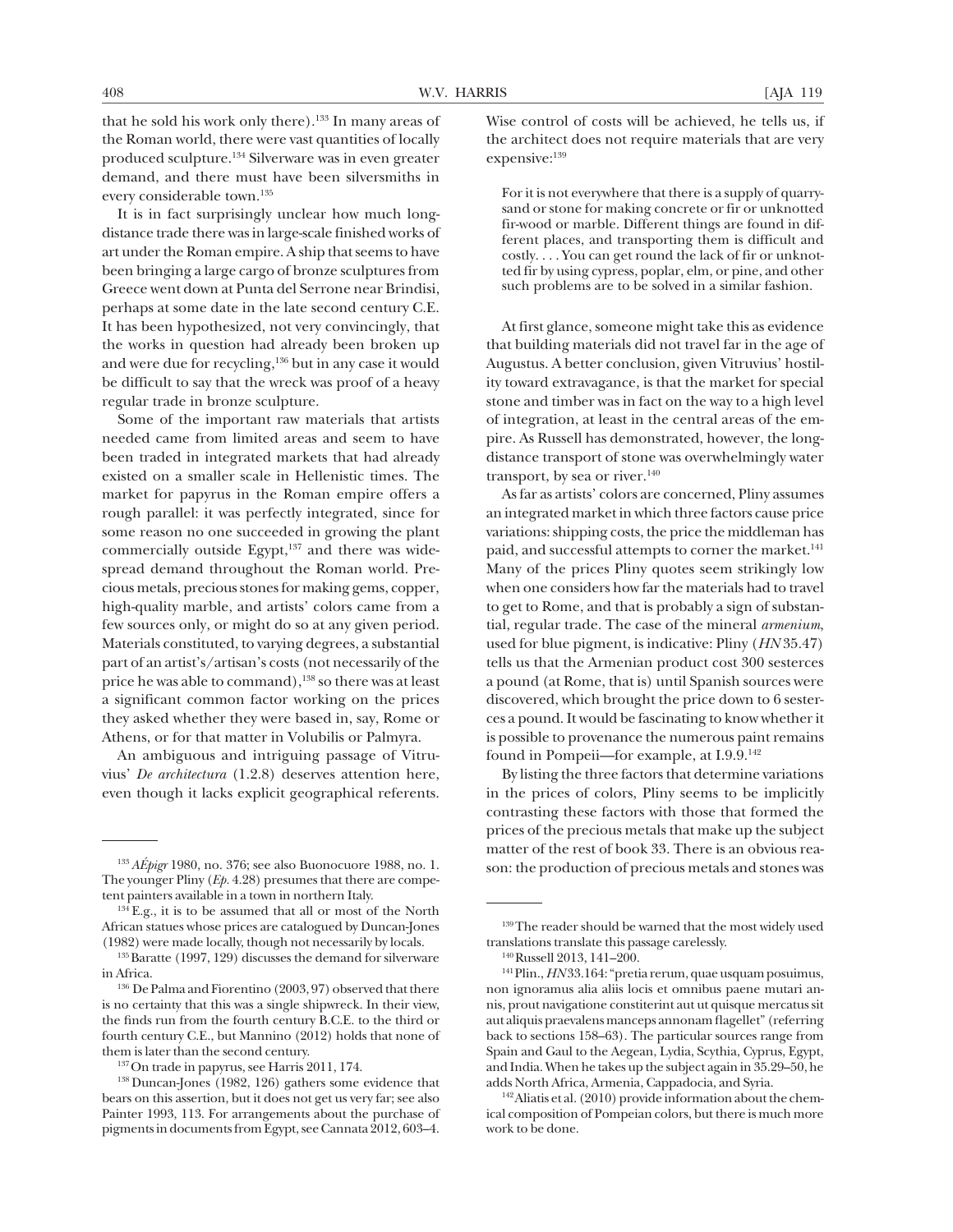that he sold his work only there).[133] In many areas of the Roman world, there were vast quantities of locally produced sculpture.[134] Silverware was in even greater demand, and there must have been silversmiths in every considerable town.[135]

It is in fact surprisingly unclear how much long-distance trade there was in large-scale finished works of art under the Roman empire. A ship that seems to have been bringing a large cargo of bronze sculptures from Greece went down at Punta del Serrone near Brindisi, perhaps at some date in the late second century C.E. It has been hypothesized, not very convincingly, that the works in question had already been broken up and were due for recycling,[136] but in any case it would be difficult to say that the wreck was proof of a heavy regular trade in bronze sculpture.

Some of the important raw materials that artists needed came from limited areas and seem to have been traded in integrated markets that had already existed on a smaller scale in Hellenistic times. The market for papyrus in the Roman empire offers a rough parallel: it was perfectly integrated, since for some reason no one succeeded in growing the plant commercially outside Egypt,[137] and there was widespread demand throughout the Roman world. Precious metals, precious stones for making gems, copper, high-quality marble, and artists' colors came from a few sources only, or might do so at any given period. Materials constituted, to varying degrees, a substantial part of an artist's/artisan's costs (not necessarily of the price he was able to command),[138] so there was at least a significant common factor working on the prices they asked whether they were based in, say, Rome or Athens, or for that matter in Volubilis or Palmyra.

An ambiguous and intriguing passage of Vitruvius' *De architectura* (1.2.8) deserves attention here, even though it lacks explicit geographical referents. Wise control of costs will be achieved, he tells us, if the architect does not require materials that are very expensive:[139]

> For it is not everywhere that there is a supply of quarry-sand or stone for making concrete or fir or unknotted fir-wood or marble. Different things are found in different places, and transporting them is difficult and costly. . . . You can get round the lack of fir or unknotted fir by using cypress, poplar, elm, or pine, and other such problems are to be solved in a similar fashion.

At first glance, someone might take this as evidence that building materials did not travel far in the age of Augustus. A better conclusion, given Vitruvius' hostility toward extravagance, is that the market for special stone and timber was in fact on the way to a high level of integration, at least in the central areas of the empire. As Russell has demonstrated, however, the long-distance transport of stone was overwhelmingly water transport, by sea or river.[140]

As far as artists' colors are concerned, Pliny assumes an integrated market in which three factors cause price variations: shipping costs, the price the middleman has paid, and successful attempts to corner the market.[141] Many of the prices Pliny quotes seem strikingly low when one considers how far the materials had to travel to get to Rome, and that is probably a sign of substantial, regular trade. The case of the mineral *armenium*, used for blue pigment, is indicative: Pliny (*HN* 35.47) tells us that the Armenian product cost 300 sesterces a pound (at Rome, that is) until Spanish sources were discovered, which brought the price down to 6 sesterces a pound. It would be fascinating to know whether it is possible to provenance the numerous paint remains found in Pompeii—for example, at I.9.9.[142]

By listing the three factors that determine variations in the prices of colors, Pliny seems to be implicitly contrasting these factors with those that formed the prices of the precious metals that make up the subject matter of the rest of book 33. There is an obvious reason: the production of precious metals and stones was

---

[133] *AÉpigr* 1980, no. 376; see also Buonocuore 1988, no. 1. The younger Pliny (*Ep.* 4.28) presumes that there are competent painters available in a town in northern Italy.

[134] E.g., it is to be assumed that all or most of the North African statues whose prices are catalogued by Duncan-Jones (1982) were made locally, though not necessarily by locals.

[135] Baratte (1997, 129) discusses the demand for silverware in Africa.

[136] De Palma and Fiorentino (2003, 97) observed that there is no certainty that this was a single shipwreck. In their view, the finds run from the fourth century B.C.E. to the third or fourth century C.E., but Mannino (2012) holds that none of them is later than the second century.

[137] On trade in papyrus, see Harris 2011, 174.

[138] Duncan-Jones (1982, 126) gathers some evidence that bears on this assertion, but it does not get us very far; see also Painter 1993, 113. For arrangements about the purchase of pigments in documents from Egypt, see Cannata 2012, 603–4.

[139] The reader should be warned that the most widely used translations translate this passage carelessly.

[140] Russell 2013, 141–200.

[141] Plin., *HN* 33.164: "pretia rerum, quae usquam posuimus, non ignoramus alia aliis locis et omnibus paene mutari annis, prout navigatione constiterint aut ut quisque mercatus sit aut aliquis praevalens manceps annonam flagellet" (referring back to sections 158–63). The particular sources range from Spain and Gaul to the Aegean, Lydia, Scythia, Cyprus, Egypt, and India. When he takes up the subject again in 35.29–50, he adds North Africa, Armenia, Cappadocia, and Syria.

[142] Aliatis et al. (2010) provide information about the chemical composition of Pompeian colors, but there is much more work to be done.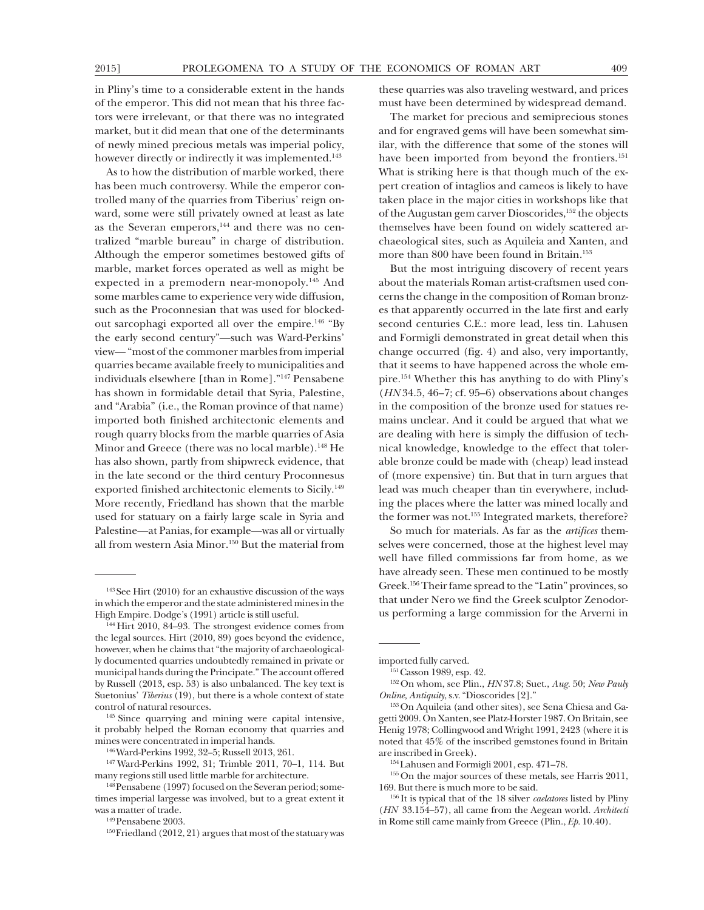in Pliny's time to a considerable extent in the hands of the emperor. This did not mean that his three factors were irrelevant, or that there was no integrated market, but it did mean that one of the determinants of newly mined precious metals was imperial policy, however directly or indirectly it was implemented.[143]

As to how the distribution of marble worked, there has been much controversy. While the emperor controlled many of the quarries from Tiberius' reign onward, some were still privately owned at least as late as the Severan emperors,[144] and there was no centralized "marble bureau" in charge of distribution. Although the emperor sometimes bestowed gifts of marble, market forces operated as well as might be expected in a premodern near-monopoly.[145] And some marbles came to experience very wide diffusion, such as the Proconnesian that was used for blocked-out sarcophagi exported all over the empire.[146] "By the early second century"—such was Ward-Perkins' view— "most of the commoner marbles from imperial quarries became available freely to municipalities and individuals elsewhere [than in Rome]."[147] Pensabene has shown in formidable detail that Syria, Palestine, and "Arabia" (i.e., the Roman province of that name) imported both finished architectonic elements and rough quarry blocks from the marble quarries of Asia Minor and Greece (there was no local marble).[148] He has also shown, partly from shipwreck evidence, that in the late second or the third century Proconnesus exported finished architectonic elements to Sicily.[149] More recently, Friedland has shown that the marble used for statuary on a fairly large scale in Syria and Palestine—at Panias, for example—was all or virtually all from western Asia Minor.[150] But the material from these quarries was also traveling westward, and prices must have been determined by widespread demand.

The market for precious and semiprecious stones and for engraved gems will have been somewhat similar, with the difference that some of the stones will have been imported from beyond the frontiers.[151] What is striking here is that though much of the expert creation of intaglios and cameos is likely to have taken place in the major cities in workshops like that of the Augustan gem carver Dioscorides,[152] the objects themselves have been found on widely scattered archaeological sites, such as Aquileia and Xanten, and more than 800 have been found in Britain.[153]

But the most intriguing discovery of recent years about the materials Roman artist-craftsmen used concerns the change in the composition of Roman bronzes that apparently occurred in the late first and early second centuries C.E.: more lead, less tin. Lahusen and Formigli demonstrated in great detail when this change occurred (fig. 4) and also, very importantly, that it seems to have happened across the whole empire.[154] Whether this has anything to do with Pliny's (*HN* 34.5, 46–7; cf. 95–6) observations about changes in the composition of the bronze used for statues remains unclear. And it could be argued that what we are dealing with here is simply the diffusion of technical knowledge, knowledge to the effect that tolerable bronze could be made with (cheap) lead instead of (more expensive) tin. But that in turn argues that lead was much cheaper than tin everywhere, including the places where the latter was mined locally and the former was not.[155] Integrated markets, therefore?

So much for materials. As far as the *artifices* themselves were concerned, those at the highest level may well have filled commissions far from home, as we have already seen. These men continued to be mostly Greek.[156] Their fame spread to the "Latin" provinces, so that under Nero we find the Greek sculptor Zenodorus performing a large commission for the Arverni in

---

[143] See Hirt (2010) for an exhaustive discussion of the ways in which the emperor and the state administered mines in the High Empire. Dodge's (1991) article is still useful.

[144] Hirt 2010, 84–93. The strongest evidence comes from the legal sources. Hirt (2010, 89) goes beyond the evidence, however, when he claims that "the majority of archaeologically documented quarries undoubtedly remained in private or municipal hands during the Principate." The account offered by Russell (2013, esp. 53) is also unbalanced. The key text is Suetonius' *Tiberius* (19), but there is a whole context of state control of natural resources.

[145] Since quarrying and mining were capital intensive, it probably helped the Roman economy that quarries and mines were concentrated in imperial hands.

[146] Ward-Perkins 1992, 32–5; Russell 2013, 261.

[147] Ward-Perkins 1992, 31; Trimble 2011, 70–1, 114. But many regions still used little marble for architecture.

[148] Pensabene (1997) focused on the Severan period; sometimes imperial largesse was involved, but to a great extent it was a matter of trade.

[149] Pensabene 2003.

[150] Friedland (2012, 21) argues that most of the statuary was imported fully carved.

[151] Casson 1989, esp. 42.

[152] On whom, see Plin., *HN* 37.8; Suet., *Aug.* 50; *New Pauly Online, Antiquity*, s.v. "Dioscorides [2]."

[153] On Aquileia (and other sites), see Sena Chiesa and Gagetti 2009. On Xanten, see Platz-Horster 1987. On Britain, see Henig 1978; Collingwood and Wright 1991, 2423 (where it is noted that 45% of the inscribed gemstones found in Britain are inscribed in Greek).

[154] Lahusen and Formigli 2001, esp. 471–78.

[155] On the major sources of these metals, see Harris 2011, 169. But there is much more to be said.

[156] It is typical that of the 18 silver *caelatores* listed by Pliny (*HN* 33.154–57), all came from the Aegean world. *Architecti* in Rome still came mainly from Greece (Plin., *Ep.* 10.40).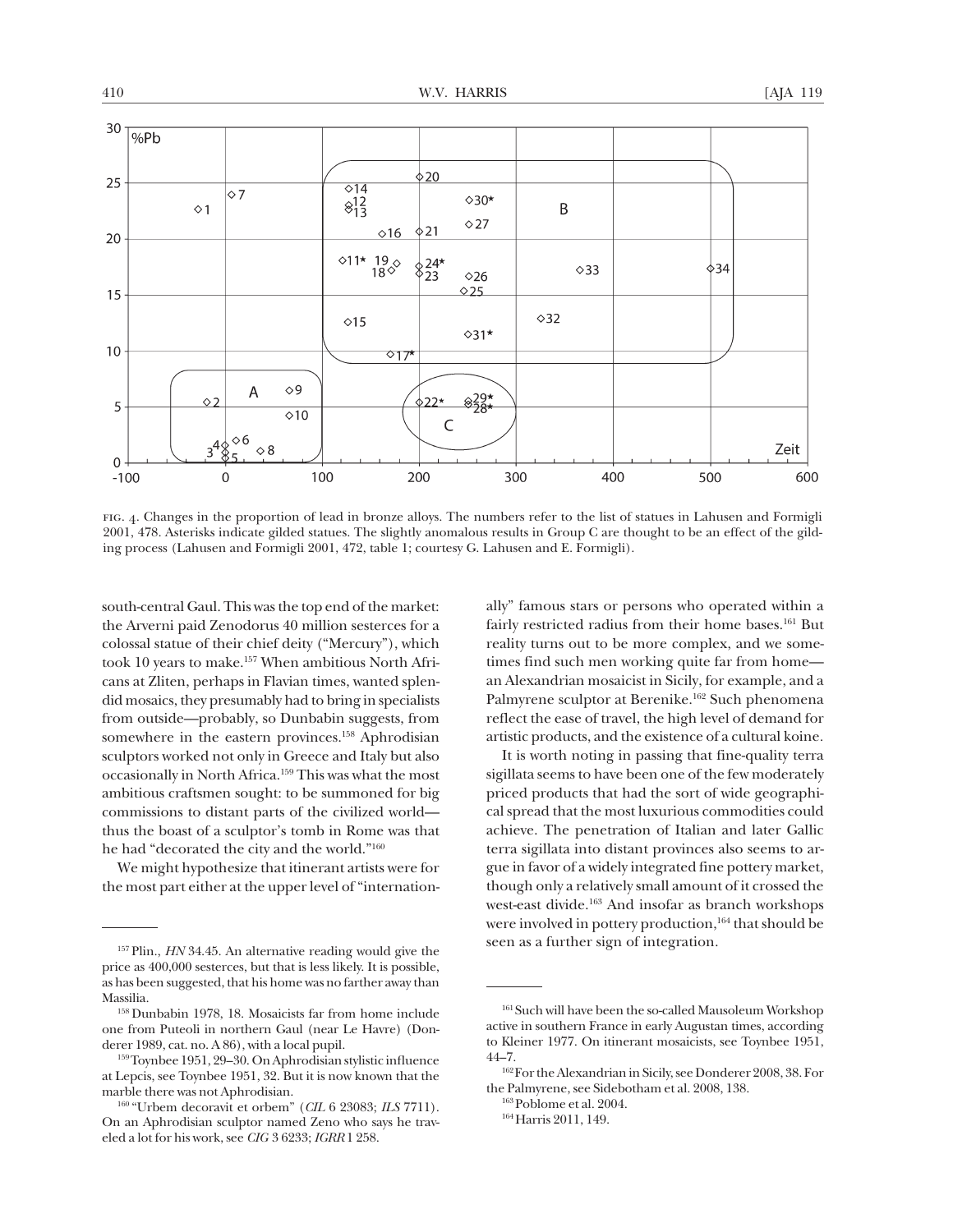FIG. 4. Changes in the proportion of lead in bronze alloys. The numbers refer to the list of statues in Lahusen and Formigli 2001, 478. Asterisks indicate gilded statues. The slightly anomalous results in Group C are thought to be an effect of the gilding process (Lahusen and Formigli 2001, 472, table 1; courtesy G. Lahusen and E. Formigli).

south-central Gaul. This was the top end of the market: the Arverni paid Zenodorus 40 million sesterces for a colossal statue of their chief deity ("Mercury"), which took 10 years to make.[157] When ambitious North Africans at Zliten, perhaps in Flavian times, wanted splendid mosaics, they presumably had to bring in specialists from outside—probably, so Dunbabin suggests, from somewhere in the eastern provinces.[158] Aphrodisian sculptors worked not only in Greece and Italy but also occasionally in North Africa.[159] This was what the most ambitious craftsmen sought: to be summoned for big commissions to distant parts of the civilized world—thus the boast of a sculptor's tomb in Rome was that he had "decorated the city and the world."[160]

We might hypothesize that itinerant artists were for the most part either at the upper level of "internationally" famous stars or persons who operated within a fairly restricted radius from their home bases.[161] But reality turns out to be more complex, and we sometimes find such men working quite far from home—an Alexandrian mosaicist in Sicily, for example, and a Palmyrene sculptor at Berenike.[162] Such phenomena reflect the ease of travel, the high level of demand for artistic products, and the existence of a cultural koine.

It is worth noting in passing that fine-quality terra sigillata seems to have been one of the few moderately priced products that had the sort of wide geographical spread that the most luxurious commodities could achieve. The penetration of Italian and later Gallic terra sigillata into distant provinces also seems to argue in favor of a widely integrated fine pottery market, though only a relatively small amount of it crossed the west-east divide.[163] And insofar as branch workshops were involved in pottery production,[164] that should be seen as a further sign of integration.

---

[157] Plin., *HN* 34.45. An alternative reading would give the price as 400,000 sesterces, but that is less likely. It is possible, as has been suggested, that his home was no farther away than Massilia.

[158] Dunbabin 1978, 18. Mosaicists far from home include one from Puteoli in northern Gaul (near Le Havre) (Donderer 1989, cat. no. A 86), with a local pupil.

[159] Toynbee 1951, 29–30. On Aphrodisian stylistic influence at Lepcis, see Toynbee 1951, 32. But it is now known that the marble there was not Aphrodisian.

[160] "Urbem decoravit et orbem" (*CIL* 6 23083; *ILS* 7711). On an Aphrodisian sculptor named Zeno who says he traveled a lot for his work, see *CIG* 3 6233; *IGRR* 1 258.

[161] Such will have been the so-called Mausoleum Workshop active in southern France in early Augustan times, according to Kleiner 1977. On itinerant mosaicists, see Toynbee 1951, 44–7.

[162] For the Alexandrian in Sicily, see Donderer 2008, 38. For the Palmyrene, see Sidebotham et al. 2008, 138.

[163] Poblome et al. 2004.

[164] Harris 2011, 149.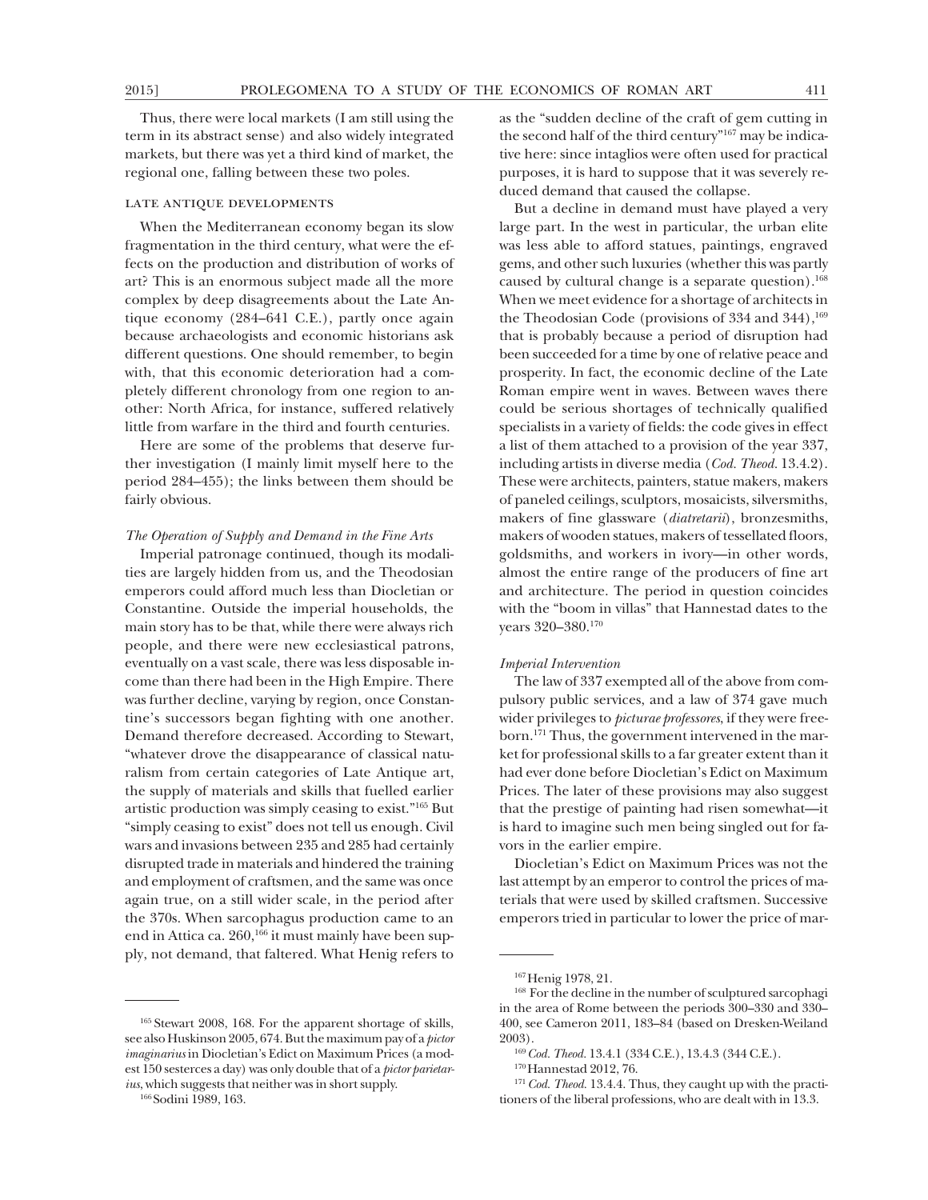Thus, there were local markets (I am still using the term in its abstract sense) and also widely integrated markets, but there was yet a third kind of market, the regional one, falling between these two poles.

## LATE ANTIQUE DEVELOPMENTS

When the Mediterranean economy began its slow fragmentation in the third century, what were the effects on the production and distribution of works of art? This is an enormous subject made all the more complex by deep disagreements about the Late Antique economy (284–641 C.E.), partly once again because archaeologists and economic historians ask different questions. One should remember, to begin with, that this economic deterioration had a completely different chronology from one region to another: North Africa, for instance, suffered relatively little from warfare in the third and fourth centuries.

Here are some of the problems that deserve further investigation (I mainly limit myself here to the period 284–455); the links between them should be fairly obvious.

### *The Operation of Supply and Demand in the Fine Arts*

Imperial patronage continued, though its modalities are largely hidden from us, and the Theodosian emperors could afford much less than Diocletian or Constantine. Outside the imperial households, the main story has to be that, while there were always rich people, and there were new ecclesiastical patrons, eventually on a vast scale, there was less disposable income than there had been in the High Empire. There was further decline, varying by region, once Constantine's successors began fighting with one another. Demand therefore decreased. According to Stewart, "whatever drove the disappearance of classical naturalism from certain categories of Late Antique art, the supply of materials and skills that fuelled earlier artistic production was simply ceasing to exist."[165] But "simply ceasing to exist" does not tell us enough. Civil wars and invasions between 235 and 285 had certainly disrupted trade in materials and hindered the training and employment of craftsmen, and the same was once again true, on a still wider scale, in the period after the 370s. When sarcophagus production came to an end in Attica ca. 260,[166] it must mainly have been supply, not demand, that faltered. What Henig refers to as the "sudden decline of the craft of gem cutting in the second half of the third century"[167] may be indicative here: since intaglios were often used for practical purposes, it is hard to suppose that it was severely reduced demand that caused the collapse.

But a decline in demand must have played a very large part. In the west in particular, the urban elite was less able to afford statues, paintings, engraved gems, and other such luxuries (whether this was partly caused by cultural change is a separate question).[168] When we meet evidence for a shortage of architects in the Theodosian Code (provisions of 334 and 344),[169] that is probably because a period of disruption had been succeeded for a time by one of relative peace and prosperity. In fact, the economic decline of the Late Roman empire went in waves. Between waves there could be serious shortages of technically qualified specialists in a variety of fields: the code gives in effect a list of them attached to a provision of the year 337, including artists in diverse media (*Cod. Theod.* 13.4.2). These were architects, painters, statue makers, makers of paneled ceilings, sculptors, mosaicists, silversmiths, makers of fine glassware (*diatretarii*), bronzesmiths, makers of wooden statues, makers of tessellated floors, goldsmiths, and workers in ivory—in other words, almost the entire range of the producers of fine art and architecture. The period in question coincides with the "boom in villas" that Hannestad dates to the years 320–380.[170]

### *Imperial Intervention*

The law of 337 exempted all of the above from compulsory public services, and a law of 374 gave much wider privileges to *picturae professores*, if they were freeborn.[171] Thus, the government intervened in the market for professional skills to a far greater extent than it had ever done before Diocletian's Edict on Maximum Prices. The later of these provisions may also suggest that the prestige of painting had risen somewhat—it is hard to imagine such men being singled out for favors in the earlier empire.

Diocletian's Edict on Maximum Prices was not the last attempt by an emperor to control the prices of materials that were used by skilled craftsmen. Successive emperors tried in particular to lower the price of mar-

---

[165] Stewart 2008, 168. For the apparent shortage of skills, see also Huskinson 2005, 674. But the maximum pay of a *pictor imaginarius* in Diocletian's Edict on Maximum Prices (a modest 150 sesterces a day) was only double that of a *pictor parietarius*, which suggests that neither was in short supply.

[166] Sodini 1989, 163.

[167] Henig 1978, 21.

[168] For the decline in the number of sculptured sarcophagi in the area of Rome between the periods 300–330 and 330–400, see Cameron 2011, 183–84 (based on Dresken-Weiland 2003).

[169] *Cod. Theod.* 13.4.1 (334 C.E.), 13.4.3 (344 C.E.).

[170] Hannestad 2012, 76.

[171] *Cod. Theod.* 13.4.4. Thus, they caught up with the practitioners of the liberal professions, who are dealt with in 13.3.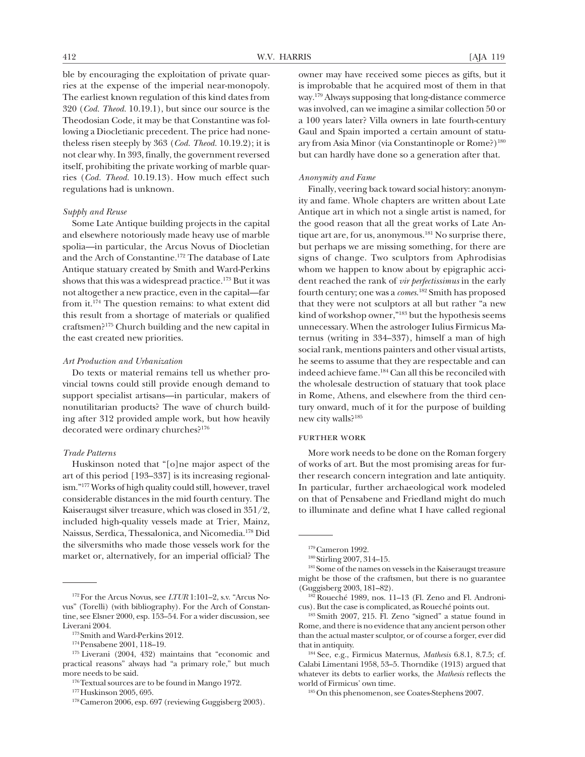ble by encouraging the exploitation of private quarries at the expense of the imperial near-monopoly. The earliest known regulation of this kind dates from 320 (*Cod. Theod.* 10.19.1), but since our source is the Theodosian Code, it may be that Constantine was following a Diocletianic precedent. The price had nonetheless risen steeply by 363 (*Cod. Theod.* 10.19.2); it is not clear why. In 393, finally, the government reversed itself, prohibiting the private working of marble quarries (*Cod. Theod.* 10.19.13). How much effect such regulations had is unknown.

*Supply and Reuse*

Some Late Antique building projects in the capital and elsewhere notoriously made heavy use of marble spolia—in particular, the Arcus Novus of Diocletian and the Arch of Constantine.[172] The database of Late Antique statuary created by Smith and Ward-Perkins shows that this was a widespread practice.[173] But it was not altogether a new practice, even in the capital—far from it.[174] The question remains: to what extent did this result from a shortage of materials or qualified craftsmen?[175] Church building and the new capital in the east created new priorities.

*Art Production and Urbanization*

Do texts or material remains tell us whether provincial towns could still provide enough demand to support specialist artisans—in particular, makers of nonutilitarian products? The wave of church building after 312 provided ample work, but how heavily decorated were ordinary churches?[176]

*Trade Patterns*

Huskinson noted that "[o]ne major aspect of the art of this period [193–337] is its increasing regionalism."[177] Works of high quality could still, however, travel considerable distances in the mid fourth century. The Kaiseraugst silver treasure, which was closed in 351/2, included high-quality vessels made at Trier, Mainz, Naissus, Serdica, Thessalonica, and Nicomedia.[178] Did the silversmiths who made those vessels work for the market or, alternatively, for an imperial official? The owner may have received some pieces as gifts, but it is improbable that he acquired most of them in that way.[179] Always supposing that long-distance commerce was involved, can we imagine a similar collection 50 or a 100 years later? Villa owners in late fourth-century Gaul and Spain imported a certain amount of statuary from Asia Minor (via Constantinople or Rome?)[180] but can hardly have done so a generation after that.

*Anonymity and Fame*

Finally, veering back toward social history: anonymity and fame. Whole chapters are written about Late Antique art in which not a single artist is named, for the good reason that all the great works of Late Antique art are, for us, anonymous.[181] No surprise there, but perhaps we are missing something, for there are signs of change. Two sculptors from Aphrodisias whom we happen to know about by epigraphic accident reached the rank of *vir perfectissimus* in the early fourth century; one was a *comes*.[182] Smith has proposed that they were not sculptors at all but rather "a new kind of workshop owner,"[183] but the hypothesis seems unnecessary. When the astrologer Iulius Firmicus Maternus (writing in 334–337), himself a man of high social rank, mentions painters and other visual artists, he seems to assume that they are respectable and can indeed achieve fame.[184] Can all this be reconciled with the wholesale destruction of statuary that took place in Rome, Athens, and elsewhere from the third century onward, much of it for the purpose of building new city walls?[185]

## FURTHER WORK

More work needs to be done on the Roman forgery of works of art. But the most promising areas for further research concern integration and late antiquity. In particular, further archaeological work modeled on that of Pensabene and Friedland might do much to illuminate and define what I have called regional

---

[172] For the Arcus Novus, see *LTUR* 1:101–2, s.v. "Arcus Novus" (Torelli) (with bibliography). For the Arch of Constantine, see Elsner 2000, esp. 153–54. For a wider discussion, see Liverani 2004.

[173] Smith and Ward-Perkins 2012.

[174] Pensabene 2001, 118–19.

[175] Liverani (2004, 432) maintains that "economic and practical reasons" always had "a primary role," but much more needs to be said.

[176] Textual sources are to be found in Mango 1972.

[177] Huskinson 2005, 695.

[178] Cameron 2006, esp. 697 (reviewing Guggisberg 2003).

[179] Cameron 1992.

[180] Stirling 2007, 314–15.

[181] Some of the names on vessels in the Kaiseraugst treasure might be those of the craftsmen, but there is no guarantee (Guggisberg 2003, 181–82).

[182] Roueché 1989, nos. 11–13 (Fl. Zeno and Fl. Andronicus). But the case is complicated, as Roueché points out.

[183] Smith 2007, 215. Fl. Zeno "signed" a statue found in Rome, and there is no evidence that any ancient person other than the actual master sculptor, or of course a forger, ever did that in antiquity.

[184] See, e.g., Firmicus Maternus, *Mathesis* 6.8.1, 8.7.5; cf. Calabi Limentani 1958, 53–5. Thorndike (1913) argued that whatever its debts to earlier works, the *Mathesis* reflects the world of Firmicus' own time.

[185] On this phenomenon, see Coates-Stephens 2007.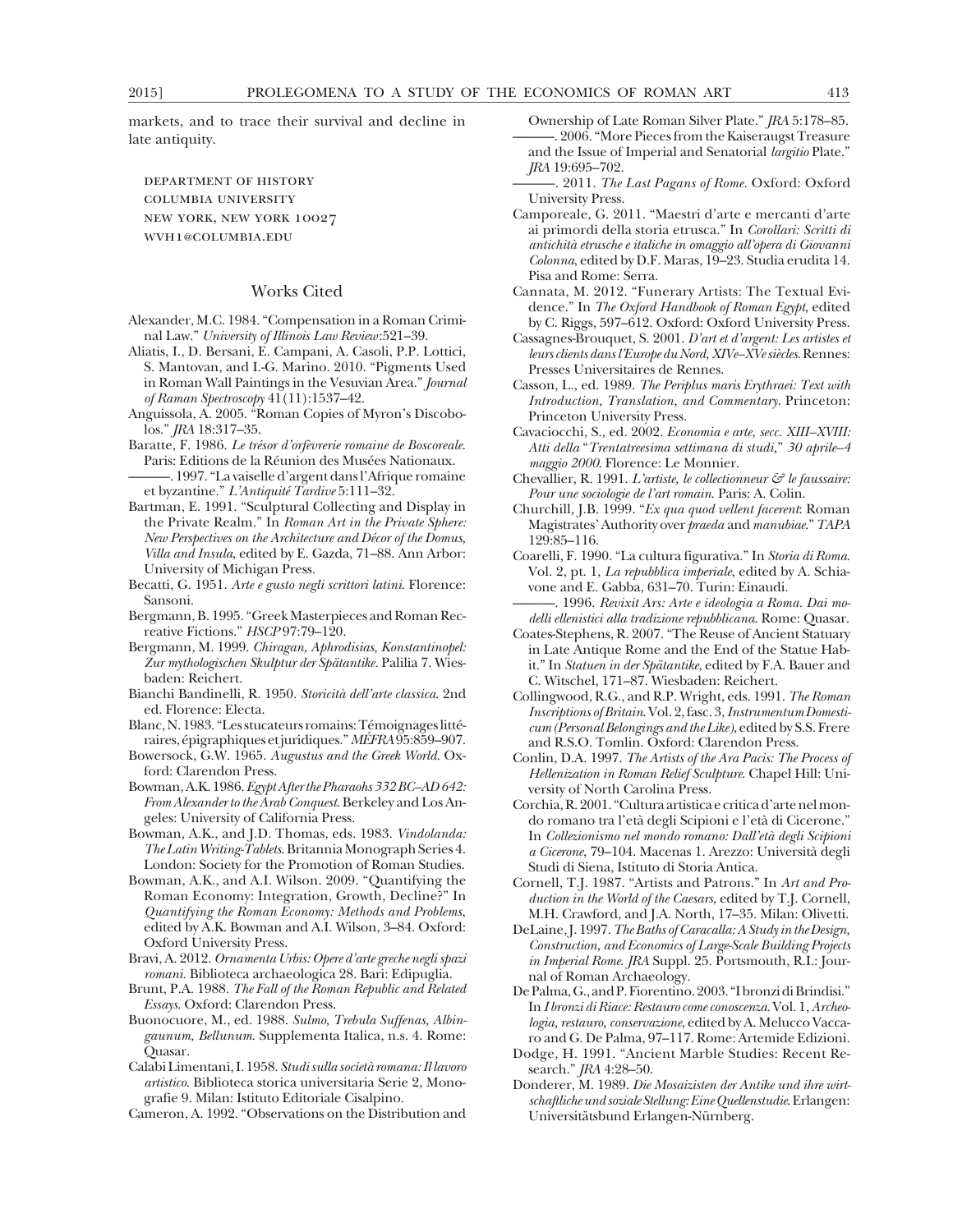markets, and to trace their survival and decline in late antiquity.

DEPARTMENT OF HISTORY
COLUMBIA UNIVERSITY
NEW YORK, NEW YORK 10027
WVH1@COLUMBIA.EDU

## Works Cited

Alexander, M.C. 1984. "Compensation in a Roman Criminal Law." *University of Illinois Law Review*:521–39.

Aliatis, I., D. Bersani, E. Campani, A. Casoli, P.P. Lottici, S. Mantovan, and I.-G. Marino. 2010. "Pigments Used in Roman Wall Paintings in the Vesuvian Area." *Journal of Raman Spectroscopy* 41(11):1537–42.

Anguissola, A. 2005. "Roman Copies of Myron's Discobolos." *JRA* 18:317–35.

Baratte, F. 1986. *Le trésor d'orfèvrerie romaine de Boscoreale*. Paris: Editions de la Réunion des Musées Nationaux.

———. 1997. "La vaisselle d'argent dans l'Afrique romaine et byzantine." *L'Antiquité Tardive* 5:111–32.

Bartman, E. 1991. "Sculptural Collecting and Display in the Private Realm." In *Roman Art in the Private Sphere: New Perspectives on the Architecture and Décor of the Domus, Villa and Insula*, edited by E. Gazda, 71–88. Ann Arbor: University of Michigan Press.

Becatti, G. 1951. *Arte e gusto negli scrittori latini*. Florence: Sansoni.

Bergmann, B. 1995. "Greek Masterpieces and Roman Recreative Fictions." *HSCP* 97:79–120.

Bergmann, M. 1999. *Chiragan, Aphrodisias, Konstantinopel: Zur mythologischen Skulptur der Spätantike*. Palilia 7. Wiesbaden: Reichert.

Bianchi Bandinelli, R. 1950. *Storicità dell'arte classica*. 2nd ed. Florence: Electa.

Blanc, N. 1983. "Les stucateurs romains: Témoignages littéraires, épigraphiques et juridiques." *MÉFRA* 95:859–907.

Bowersock, G.W. 1965. *Augustus and the Greek World*. Oxford: Clarendon Press.

Bowman, A.K. 1986. *Egypt After the Pharaohs 332 BC–AD 642: From Alexander to the Arab Conquest*. Berkeley and Los Angeles: University of California Press.

Bowman, A.K., and J.D. Thomas, eds. 1983. *Vindolanda: The Latin Writing-Tablets*. Britannia Monograph Series 4. London: Society for the Promotion of Roman Studies.

Bowman, A.K., and A.I. Wilson. 2009. "Quantifying the Roman Economy: Integration, Growth, Decline?" In *Quantifying the Roman Economy: Methods and Problems*, edited by A.K. Bowman and A.I. Wilson, 3–84. Oxford: Oxford University Press.

Bravi, A. 2012. *Ornamenta Urbis: Opere d'arte greche negli spazi romani*. Biblioteca archaeologica 28. Bari: Edipuglia.

Brunt, P.A. 1988. *The Fall of the Roman Republic and Related Essays*. Oxford: Clarendon Press.

Buonocuore, M., ed. 1988. *Sulmo, Trebula Suffenas, Albingaunum, Bellunum*. Supplementa Italica, n.s. 4. Rome: Quasar.

Calabi Limentani, I. 1958. *Studi sulla società romana: Il lavoro artistico*. Biblioteca storica universitaria Serie 2, Monografie 9. Milan: Istituto Editoriale Cisalpino.

Cameron, A. 1992. "Observations on the Distribution and Ownership of Late Roman Silver Plate." *JRA* 5:178–85.

———. 2006. "More Pieces from the Kaiseraugst Treasure and the Issue of Imperial and Senatorial *largitio* Plate." *JRA* 19:695–702.

———. 2011. *The Last Pagans of Rome*. Oxford: Oxford University Press.

Camporeale, G. 2011. "Maestri d'arte e mercanti d'arte ai primordi della storia etrusca." In *Corollari: Scritti di antichità etrusche e italiche in omaggio all'opera di Giovanni Colonna*, edited by D.F. Maras, 19–23. Studia erudita 14. Pisa and Rome: Serra.

Cannata, M. 2012. "Funerary Artists: The Textual Evidence." In *The Oxford Handbook of Roman Egypt*, edited by C. Riggs, 597–612. Oxford: Oxford University Press.

Cassagnes-Brouquet, S. 2001. *D'art et d'argent: Les artistes et leurs clients dans l'Europe du Nord, XIVe–XVe siècles*. Rennes: Presses Universitaires de Rennes.

Casson, L., ed. 1989. *The Periplus maris Erythraei: Text with Introduction, Translation, and Commentary*. Princeton: Princeton University Press.

Cavaciocchi, S., ed. 2002. *Economia e arte, secc. XIII–XVIII: Atti della "Trentatreesima settimana di studi," 30 aprile–4 maggio 2000*. Florence: Le Monnier.

Chevallier, R. 1991. *L'artiste, le collectionneur & le faussaire: Pour une sociologie de l'art romain*. Paris: A. Colin.

Churchill, J.B. 1999. "*Ex qua quod vellent facerent*: Roman Magistrates' Authority over *praeda* and *manubiae*." *TAPA* 129:85–116.

Coarelli, F. 1990. "La cultura figurativa." In *Storia di Roma*. Vol. 2, pt. 1, *La repubblica imperiale*, edited by A. Schiavone and E. Gabba, 631–70. Turin: Einaudi.

———. 1996. *Revixit Ars: Arte e ideologia a Roma. Dai modelli ellenistici alla tradizione repubblicana*. Rome: Quasar.

Coates-Stephens, R. 2007. "The Reuse of Ancient Statuary in Late Antique Rome and the End of the Statue Habit." In *Statuen in der Spätantike*, edited by F.A. Bauer and C. Witschel, 171–87. Wiesbaden: Reichert.

Collingwood, R.G., and R.P. Wright, eds. 1991. *The Roman Inscriptions of Britain*. Vol. 2, fasc. 3, *Instrumentum Domesticum (Personal Belongings and the Like)*, edited by S.S. Frere and R.S.O. Tomlin. Oxford: Clarendon Press.

Conlin, D.A. 1997. *The Artists of the Ara Pacis: The Process of Hellenization in Roman Relief Sculpture*. Chapel Hill: University of North Carolina Press.

Corchia, R. 2001. "Cultura artistica e critica d'arte nel mondo romano tra l'età degli Scipioni e l'età di Cicerone." In *Collezionismo nel mondo romano: Dall'età degli Scipioni a Cicerone*, 79–104. Macenas 1. Arezzo: Università degli Studi di Siena, Istituto di Storia Antica.

Cornell, T.J. 1987. "Artists and Patrons." In *Art and Production in the World of the Caesars*, edited by T.J. Cornell, M.H. Crawford, and J.A. North, 17–35. Milan: Olivetti.

DeLaine, J. 1997. *The Baths of Caracalla: A Study in the Design, Construction, and Economics of Large-Scale Building Projects in Imperial Rome*. *JRA* Suppl. 25. Portsmouth, R.I.: Journal of Roman Archaeology.

De Palma, G., and P. Fiorentino. 2003. "I bronzi di Brindisi." In *I bronzi di Riace: Restauro come conoscenza*. Vol. 1, *Archeologia, restauro, conservazione*, edited by A. Melucco Vaccaro and G. De Palma, 97–117. Rome: Artemide Edizioni.

Dodge, H. 1991. "Ancient Marble Studies: Recent Research." *JRA* 4:28–50.

Donderer, M. 1989. *Die Mosaizisten der Antike und ihre wirtschaftliche und soziale Stellung: Eine Quellenstudie*. Erlangen: Universitätsbund Erlangen-Nürnberg.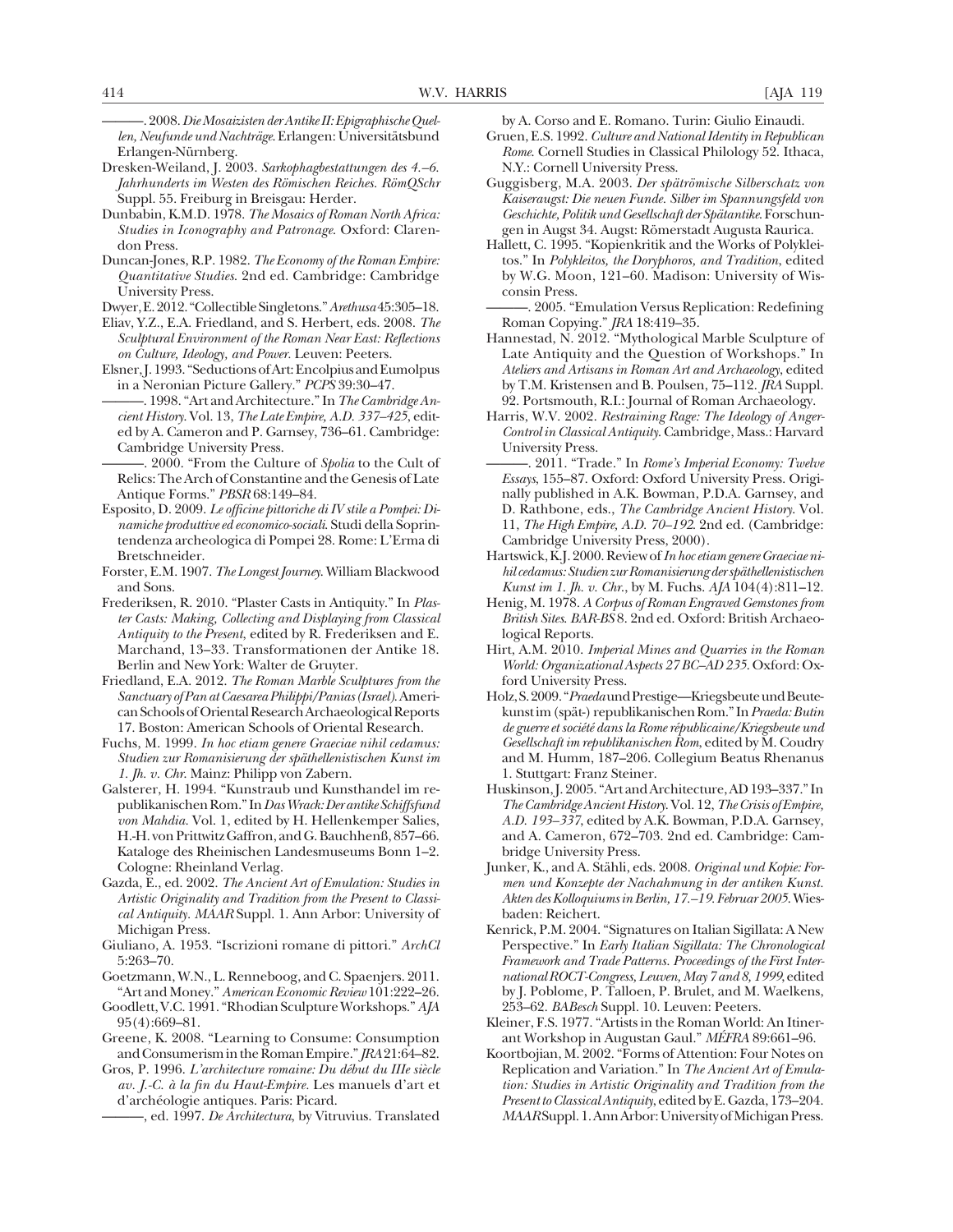———. 2008. *Die Mosaizisten der Antike II: Epigraphische Quellen, Neufunde und Nachträge*. Erlangen: Universitätsbund Erlangen-Nürnberg.

Dresken-Weiland, J. 2003. *Sarkophagbestattungen des 4.–6. Jahrhunderts im Westen des Römischen Reiches*. *RömQSchr* Suppl. 55. Freiburg in Breisgau: Herder.

Dunbabin, K.M.D. 1978. *The Mosaics of Roman North Africa: Studies in Iconography and Patronage*. Oxford: Clarendon Press.

Duncan-Jones, R.P. 1982. *The Economy of the Roman Empire: Quantitative Studies*. 2nd ed. Cambridge: Cambridge University Press.

Dwyer, E. 2012. "Collectible Singletons." *Arethusa* 45:305–18.

Eliav, Y.Z., E.A. Friedland, and S. Herbert, eds. 2008. *The Sculptural Environment of the Roman Near East: Reflections on Culture, Ideology, and Power*. Leuven: Peeters.

Elsner, J. 1993. "Seductions of Art: Encolpius and Eumolpus in a Neronian Picture Gallery." *PCPS* 39:30–47.

———. 1998. "Art and Architecture." In *The Cambridge Ancient History*. Vol. 13, *The Late Empire, A.D. 337–425*, edited by A. Cameron and P. Garnsey, 736–61. Cambridge: Cambridge University Press.

———. 2000. "From the Culture of *Spolia* to the Cult of Relics: The Arch of Constantine and the Genesis of Late Antique Forms." *PBSR* 68:149–84.

Esposito, D. 2009. *Le officine pittoriche di IV stile a Pompei: Dinamiche produttive ed economico-sociali*. Studi della Soprintendenza archeologica di Pompei 28. Rome: L'Erma di Bretschneider.

Forster, E.M. 1907. *The Longest Journey*. William Blackwood and Sons.

Frederiksen, R. 2010. "Plaster Casts in Antiquity." In *Plaster Casts: Making, Collecting and Displaying from Classical Antiquity to the Present*, edited by R. Frederiksen and E. Marchand, 13–33. Transformationen der Antike 18. Berlin and New York: Walter de Gruyter.

Friedland, E.A. 2012. *The Roman Marble Sculptures from the Sanctuary of Pan at Caesarea Philippi/Panias (Israel)*. American Schools of Oriental Research Archaeological Reports 17. Boston: American Schools of Oriental Research.

Fuchs, M. 1999. *In hoc etiam genere Graeciae nihil cedamus: Studien zur Romanisierung der späthellenistischen Kunst im 1. Jh. v. Chr.* Mainz: Philipp von Zabern.

Galsterer, H. 1994. "Kunstraub und Kunsthandel im republikanischen Rom." In *Das Wrack: Der antike Schiffsfund von Mahdia*. Vol. 1, edited by H. Hellenkemper Salies, H.-H. von Prittwitz Gaffron, and G. Bauchhenß, 857–66. Kataloge des Rheinischen Landesmuseums Bonn 1–2. Cologne: Rheinland Verlag.

Gazda, E., ed. 2002. *The Ancient Art of Emulation: Studies in Artistic Originality and Tradition from the Present to Classical Antiquity*. *MAAR* Suppl. 1. Ann Arbor: University of Michigan Press.

Giuliano, A. 1953. "Iscrizioni romane di pittori." *ArchCl* 5:263–70.

Goetzmann, W.N., L. Renneboog, and C. Spaenjers. 2011. "Art and Money." *American Economic Review* 101:222–26.

Goodlett, V.C. 1991. "Rhodian Sculpture Workshops." *AJA* 95(4):669–81.

Greene, K. 2008. "Learning to Consume: Consumption and Consumerism in the Roman Empire." *JRA* 21:64–82.

Gros, P. 1996. *L'architecture romaine: Du début du IIIe siècle av. J.-C. à la fin du Haut-Empire*. Les manuels d'art et d'archéologie antiques. Paris: Picard.

———, ed. 1997. *De Architectura*, by Vitruvius. Translated by A. Corso and E. Romano. Turin: Giulio Einaudi.

Gruen, E.S. 1992. *Culture and National Identity in Republican Rome*. Cornell Studies in Classical Philology 52. Ithaca, N.Y.: Cornell University Press.

Guggisberg, M.A. 2003. *Der spätrömische Silberschatz von Kaiseraugst: Die neuen Funde. Silber im Spannungsfeld von Geschichte, Politik und Gesellschaft der Spätantike*. Forschungen in Augst 34. Augst: Römerstadt Augusta Raurica.

Hallett, C. 1995. "Kopienkritik and the Works of Polykleitos." In *Polykleitos, the Doryphoros, and Tradition*, edited by W.G. Moon, 121–60. Madison: University of Wisconsin Press.

———. 2005. "Emulation Versus Replication: Redefining Roman Copying." *JRA* 18:419–35.

Hannestad, N. 2012. "Mythological Marble Sculpture of Late Antiquity and the Question of Workshops." In *Ateliers and Artisans in Roman Art and Archaeology*, edited by T.M. Kristensen and B. Poulsen, 75–112. *JRA* Suppl. 92. Portsmouth, R.I.: Journal of Roman Archaeology.

Harris, W.V. 2002. *Restraining Rage: The Ideology of Anger-Control in Classical Antiquity*. Cambridge, Mass.: Harvard University Press.

———. 2011. "Trade." In *Rome's Imperial Economy: Twelve Essays*, 155–87. Oxford: Oxford University Press. Originally published in A.K. Bowman, P.D.A. Garnsey, and D. Rathbone, eds., *The Cambridge Ancient History*. Vol. 11, *The High Empire, A.D. 70–192*. 2nd ed. (Cambridge: Cambridge University Press, 2000).

Hartswick, K.J. 2000. Review of *In hoc etiam genere Graeciae nihil cedamus: Studien zur Romanisierung der späthellenistischen Kunst im 1. Jh. v. Chr.*, by M. Fuchs. *AJA* 104(4):811–12.

Henig, M. 1978. *A Corpus of Roman Engraved Gemstones from British Sites*. *BAR-BS* 8. 2nd ed. Oxford: British Archaeological Reports.

Hirt, A.M. 2010. *Imperial Mines and Quarries in the Roman World: Organizational Aspects 27 BC–AD 235*. Oxford: Oxford University Press.

Holz, S. 2009. "*Praeda* und Prestige—Kriegsbeute und Beutekunst im (spät-) republikanischen Rom." In *Praeda: Butin de guerre et société dans la Rome républicaine/Kriegsbeute und Gesellschaft im republikanischen Rom*, edited by M. Coudry and M. Humm, 187–206. Collegium Beatus Rhenanus 1. Stuttgart: Franz Steiner.

Huskinson, J. 2005. "Art and Architecture, AD 193–337." In *The Cambridge Ancient History*. Vol. 12, *The Crisis of Empire, A.D. 193–337*, edited by A.K. Bowman, P.D.A. Garnsey, and A. Cameron, 672–703. 2nd ed. Cambridge: Cambridge University Press.

Junker, K., and A. Stähli, eds. 2008. *Original und Kopie: Formen und Konzepte der Nachahmung in der antiken Kunst. Akten des Kolloquiums in Berlin, 17.–19. Februar 2005*. Wiesbaden: Reichert.

Kenrick, P.M. 2004. "Signatures on Italian Sigillata: A New Perspective." In *Early Italian Sigillata: The Chronological Framework and Trade Patterns. Proceedings of the First International ROCT-Congress, Leuven, May 7 and 8, 1999*, edited by J. Poblome, P. Talloen, P. Brulet, and M. Waelkens, 253–62. *BABesch* Suppl. 10. Leuven: Peeters.

Kleiner, F.S. 1977. "Artists in the Roman World: An Itinerant Workshop in Augustan Gaul." *MÉFRA* 89:661–96.

Koortbojian, M. 2002. "Forms of Attention: Four Notes on Replication and Variation." In *The Ancient Art of Emulation: Studies in Artistic Originality and Tradition from the Present to Classical Antiquity*, edited by E. Gazda, 173–204. *MAAR* Suppl. 1. Ann Arbor: University of Michigan Press.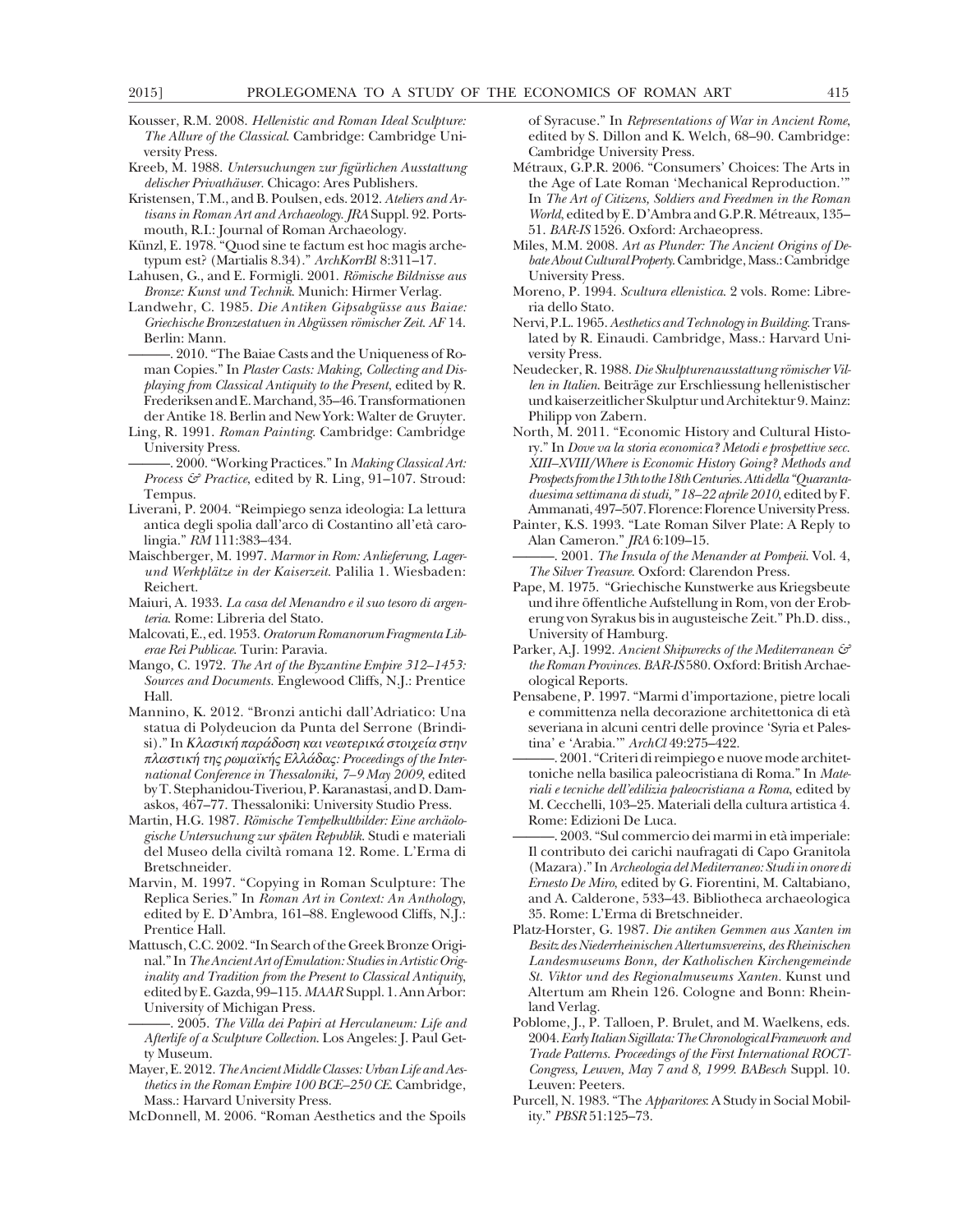Kousser, R.M. 2008. *Hellenistic and Roman Ideal Sculpture: The Allure of the Classical*. Cambridge: Cambridge University Press.

Kreeb, M. 1988. *Untersuchungen zur figürlichen Ausstattung delischer Privathäuser*. Chicago: Ares Publishers.

Kristensen, T.M., and B. Poulsen, eds. 2012. *Ateliers and Artisans in Roman Art and Archaeology*. *JRA* Suppl. 92. Portsmouth, R.I.: Journal of Roman Archaeology.

Künzl, E. 1978. "Quod sine te factum est hoc magis archetypum est? (Martialis 8.34)." *ArchKorrBl* 8:311–17.

Lahusen, G., and E. Formigli. 2001. *Römische Bildnisse aus Bronze: Kunst und Technik*. Munich: Hirmer Verlag.

Landwehr, C. 1985. *Die Antiken Gipsabgüsse aus Baiae: Griechische Bronzestatuen in Abgüssen römischer Zeit*. *AF* 14. Berlin: Mann.

———. 2010. "The Baiae Casts and the Uniqueness of Roman Copies." In *Plaster Casts: Making, Collecting and Displaying from Classical Antiquity to the Present*, edited by R. Frederiksen and E. Marchand, 35–46. Transformationen der Antike 18. Berlin and New York: Walter de Gruyter.

Ling, R. 1991. *Roman Painting*. Cambridge: Cambridge University Press.

———. 2000. "Working Practices." In *Making Classical Art: Process & Practice*, edited by R. Ling, 91–107. Stroud: Tempus.

Liverani, P. 2004. "Reimpiego senza ideologia: La lettura antica degli spolia dall'arco di Costantino all'età carolingia." *RM* 111:383–434.

Maischberger, M. 1997. *Marmor in Rom: Anlieferung, Lager- und Werkplätze in der Kaiserzeit*. Palilia 1. Wiesbaden: Reichert.

Maiuri, A. 1933. *La casa del Menandro e il suo tesoro di argenteria*. Rome: Libreria del Stato.

Malcovati, E., ed. 1953. *Oratorum Romanorum Fragmenta Liberae Rei Publicae*. Turin: Paravia.

Mango, C. 1972. *The Art of the Byzantine Empire 312–1453: Sources and Documents*. Englewood Cliffs, N.J.: Prentice Hall.

Mannino, K. 2012. "Bronzi antichi dall'Adriatico: Una statua di Polydeucion da Punta del Serrone (Brindisi)." In *Κλασική παράδοση και νεωτερικά στοιχεία στην πλαστική της ρωμαϊκής Ελλάδας: Proceedings of the International Conference in Thessaloniki, 7–9 May 2009*, edited by T. Stephanidou-Tiveriou, P. Karanastasi, and D. Damaskos, 467–77. Thessaloniki: University Studio Press.

Martin, H.G. 1987. *Römische Tempelkultbilder: Eine archäologische Untersuchung zur späten Republik*. Studi e materiali del Museo della civiltà romana 12. Rome. L'Erma di Bretschneider.

Marvin, M. 1997. "Copying in Roman Sculpture: The Replica Series." In *Roman Art in Context: An Anthology*, edited by E. D'Ambra, 161–88. Englewood Cliffs, N.J.: Prentice Hall.

Mattusch, C.C. 2002. "In Search of the Greek Bronze Original." In *The Ancient Art of Emulation: Studies in Artistic Originality and Tradition from the Present to Classical Antiquity*, edited by E. Gazda, 99–115. *MAAR* Suppl. 1. Ann Arbor: University of Michigan Press.

———. 2005. *The Villa dei Papiri at Herculaneum: Life and Afterlife of a Sculpture Collection*. Los Angeles: J. Paul Getty Museum.

Mayer, E. 2012. *The Ancient Middle Classes: Urban Life and Aesthetics in the Roman Empire 100 BCE–250 CE*. Cambridge, Mass.: Harvard University Press.

McDonnell, M. 2006. "Roman Aesthetics and the Spoils of Syracuse." In *Representations of War in Ancient Rome*, edited by S. Dillon and K. Welch, 68–90. Cambridge: Cambridge University Press.

Métraux, G.P.R. 2006. "Consumers' Choices: The Arts in the Age of Late Roman 'Mechanical Reproduction.'" In *The Art of Citizens, Soldiers and Freedmen in the Roman World*, edited by E. D'Ambra and G.P.R. Métreaux, 135–51. *BAR-IS* 1526. Oxford: Archaeopress.

Miles, M.M. 2008. *Art as Plunder: The Ancient Origins of Debate About Cultural Property*. Cambridge, Mass.: Cambridge University Press.

Moreno, P. 1994. *Scultura ellenistica*. 2 vols. Rome: Libreria dello Stato.

Nervi, P.L. 1965. *Aesthetics and Technology in Building*. Translated by R. Einaudi. Cambridge, Mass.: Harvard University Press.

Neudecker, R. 1988. *Die Skulpturenausstattung römischer Villen in Italien*. Beiträge zur Erschliessung hellenistischer und kaiserzeitlicher Skulptur und Architektur 9. Mainz: Philipp von Zabern.

North, M. 2011. "Economic History and Cultural History." In *Dove va la storia economica? Metodi e prospettive secc. XIII–XVIII/Where is Economic History Going? Methods and Prospects from the 13th to the 18th Centuries. Atti della "Quarantaduesima settimana di studi," 18–22 aprile 2010*, edited by F. Ammanati, 497–507. Florence: Florence University Press.

Painter, K.S. 1993. "Late Roman Silver Plate: A Reply to Alan Cameron." *JRA* 6:109–15.

———. 2001. *The Insula of the Menander at Pompeii*. Vol. 4, *The Silver Treasure*. Oxford: Clarendon Press.

Pape, M. 1975. "Griechische Kunstwerke aus Kriegsbeute und ihre öffentliche Aufstellung in Rom, von der Eroberung von Syrakus bis in augusteische Zeit." Ph.D. diss., University of Hamburg.

Parker, A.J. 1992. *Ancient Shipwrecks of the Mediterranean & the Roman Provinces*. *BAR-IS* 580. Oxford: British Archaeological Reports.

Pensabene, P. 1997. "Marmi d'importazione, pietre locali e committenza nella decorazione architettonica di età severiana in alcuni centri delle province 'Syria et Palestina' e 'Arabia.'" *ArchCl* 49:275–422.

———. 2001. "Criteri di reimpiego e nuove mode architettoniche nella basilica paleocristiana di Roma." In *Materiali e tecniche dell'edilizia paleocristiana a Roma*, edited by M. Cecchelli, 103–25. Materiali della cultura artistica 4. Rome: Edizioni De Luca.

———. 2003. "Sul commercio dei marmi in età imperiale: Il contributo dei carichi naufragati di Capo Granitola (Mazara)." In *Archeologia del Mediterraneo: Studi in onore di Ernesto De Miro*, edited by G. Fiorentini, M. Caltabiano, and A. Calderone, 533–43. Bibliotheca archaeologica 35. Rome: L'Erma di Bretschneider.

Platz-Horster, G. 1987. *Die antiken Gemmen aus Xanten im Besitz des Niederrheinischen Altertumsvereins, des Rheinischen Landesmuseums Bonn, der Katholischen Kirchengemeinde St. Viktor und des Regionalmuseums Xanten*. Kunst und Altertum am Rhein 126. Cologne and Bonn: Rheinland Verlag.

Poblome, J., P. Talloen, P. Brulet, and M. Waelkens, eds. 2004. *Early Italian Sigillata: The Chronological Framework and Trade Patterns. Proceedings of the First International ROCT-Congress, Leuven, May 7 and 8, 1999*. *BABesch* Suppl. 10. Leuven: Peeters.

Purcell, N. 1983. "The *Apparitores*: A Study in Social Mobility." *PBSR* 51:125–73.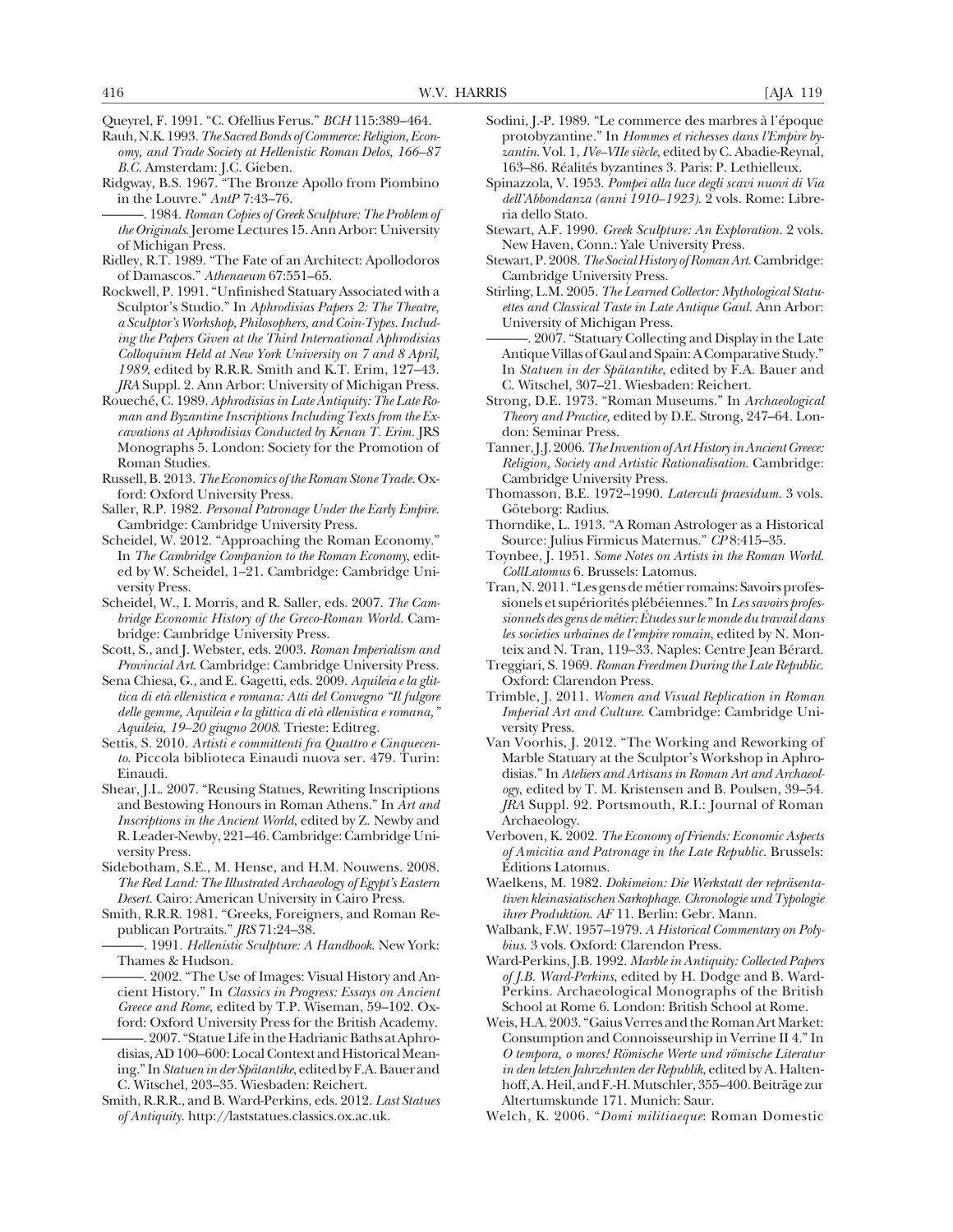Queyrel, F. 1991. "C. Ofellius Ferus." *BCH* 115:389–464.

Rauh, N.K. 1993. *The Sacred Bonds of Commerce: Religion, Economy, and Trade Society at Hellenistic Roman Delos, 166–87 B.C.* Amsterdam: J.C. Gieben.

Ridgway, B.S. 1967. "The Bronze Apollo from Piombino in the Louvre." *AntP* 7:43–76.

———. 1984. *Roman Copies of Greek Sculpture: The Problem of the Originals.* Jerome Lectures 15. Ann Arbor: University of Michigan Press.

Ridley, R.T. 1989. "The Fate of an Architect: Apollodoros of Damascos." *Athenaeum* 67:551–65.

Rockwell, P. 1991. "Unfinished Statuary Associated with a Sculptor's Studio." In *Aphrodisias Papers 2: The Theatre, a Sculptor's Workshop, Philosophers, and Coin-Types. Including the Papers Given at the Third International Aphrodisias Colloquium Held at New York University on 7 and 8 April, 1989*, edited by R.R.R. Smith and K.T. Erim, 127–43. *JRA* Suppl. 2. Ann Arbor: University of Michigan Press.

Roueché, C. 1989. *Aphrodisias in Late Antiquity: The Late Roman and Byzantine Inscriptions Including Texts from the Excavations at Aphrodisias Conducted by Kenan T. Erim.* JRS Monographs 5. London: Society for the Promotion of Roman Studies.

Russell, B. 2013. *The Economics of the Roman Stone Trade.* Oxford: Oxford University Press.

Saller, R.P. 1982. *Personal Patronage Under the Early Empire.* Cambridge: Cambridge University Press.

Scheidel, W. 2012. "Approaching the Roman Economy." In *The Cambridge Companion to the Roman Economy*, edited by W. Scheidel, 1–21. Cambridge: Cambridge University Press.

Scheidel, W., I. Morris, and R. Saller, eds. 2007. *The Cambridge Economic History of the Greco-Roman World.* Cambridge: Cambridge University Press.

Scott, S., and J. Webster, eds. 2003. *Roman Imperialism and Provincial Art.* Cambridge: Cambridge University Press.

Sena Chiesa, G., and E. Gagetti, eds. 2009. *Aquileia e la glittica di età ellenistica e romana: Atti del Convegno "Il fulgore delle gemme, Aquileia e la glittica di età ellenistica e romana," Aquileia, 19–20 giugno 2008.* Trieste: Editreg.

Settis, S. 2010. *Artisti e committenti fra Quattro e Cinquecento.* Piccola biblioteca Einaudi nuova ser. 479. Turin: Einaudi.

Shear, J.L. 2007. "Reusing Statues, Rewriting Inscriptions and Bestowing Honours in Roman Athens." In *Art and Inscriptions in the Ancient World*, edited by Z. Newby and R. Leader-Newby, 221–46. Cambridge: Cambridge University Press.

Sidebotham, S.E., M. Hense, and H.M. Nouwens. 2008. *The Red Land: The Illustrated Archaeology of Egypt's Eastern Desert.* Cairo: American University in Cairo Press.

Smith, R.R.R. 1981. "Greeks, Foreigners, and Roman Republican Portraits." *JRS* 71:24–38.

———. 1991. *Hellenistic Sculpture: A Handbook.* New York: Thames & Hudson.

———. 2002. "The Use of Images: Visual History and Ancient History." In *Classics in Progress: Essays on Ancient Greece and Rome*, edited by T.P. Wiseman, 59–102. Oxford: Oxford University Press for the British Academy.

———. 2007. "Statue Life in the Hadrianic Baths at Aphrodisias, AD 100–600: Local Context and Historical Meaning." In *Statuen in der Spätantike*, edited by F.A. Bauer and C. Witschel, 203–35. Wiesbaden: Reichert.

Smith, R.R.R., and B. Ward-Perkins, eds. 2012. *Last Statues of Antiquity.* http://laststatues.classics.ox.ac.uk.

Sodini, J.-P. 1989. "Le commerce des marbres à l'époque protobyzantine." In *Hommes et richesses dans l'Empire byzantin.* Vol. 1, *IVe–VIIe siècle*, edited by C. Abadie-Reynal, 163–86. Réalités byzantines 3. Paris: P. Lethielleux.

Spinazzola, V. 1953. *Pompei alla luce degli scavi nuovi di Via dell'Abbondanza (anni 1910–1923).* 2 vols. Rome: Libreria dello Stato.

Stewart, A.F. 1990. *Greek Sculpture: An Exploration.* 2 vols. New Haven, Conn.: Yale University Press.

Stewart, P. 2008. *The Social History of Roman Art.* Cambridge: Cambridge University Press.

Stirling, L.M. 2005. *The Learned Collector: Mythological Statuettes and Classical Taste in Late Antique Gaul.* Ann Arbor: University of Michigan Press.

———. 2007. "Statuary Collecting and Display in the Late Antique Villas of Gaul and Spain: A Comparative Study." In *Statuen in der Spätantike*, edited by F.A. Bauer and C. Witschel, 307–21. Wiesbaden: Reichert.

Strong, D.E. 1973. "Roman Museums." In *Archaeological Theory and Practice*, edited by D.E. Strong, 247–64. London: Seminar Press.

Tanner, J.J. 2006. *The Invention of Art History in Ancient Greece: Religion, Society and Artistic Rationalisation.* Cambridge: Cambridge University Press.

Thomasson, B.E. 1972–1990. *Laterculi praesidum.* 3 vols. Göteborg: Radius.

Thorndike, L. 1913. "A Roman Astrologer as a Historical Source: Julius Firmicus Maternus." *CP* 8:415–35.

Toynbee, J. 1951. *Some Notes on Artists in the Roman World. CollLatomus* 6. Brussels: Latomus.

Tran, N. 2011. "Les gens de métier romains: Savoirs professionels et supériorités plébéiennes." In *Les savoirs professionnels des gens de métier: Études sur le monde du travail dans les societies urbaines de l'empire romain*, edited by N. Monteix and N. Tran, 119–33. Naples: Centre Jean Bérard.

Treggiari, S. 1969. *Roman Freedmen During the Late Republic.* Oxford: Clarendon Press.

Trimble, J. 2011. *Women and Visual Replication in Roman Imperial Art and Culture.* Cambridge: Cambridge University Press.

Van Voorhis, J. 2012. "The Working and Reworking of Marble Statuary at the Sculptor's Workshop in Aphrodisias." In *Ateliers and Artisans in Roman Art and Archaeology*, edited by T. M. Kristensen and B. Poulsen, 39–54. *JRA* Suppl. 92. Portsmouth, R.I.: Journal of Roman Archaeology.

Verboven, K. 2002. *The Economy of Friends: Economic Aspects of Amicitia and Patronage in the Late Republic.* Brussels: Éditions Latomus.

Waelkens, M. 1982. *Dokimeion: Die Werkstatt der repräsentativen kleinasiatischen Sarkophage. Chronologie und Typologie ihrer Produktion. AF* 11. Berlin: Gebr. Mann.

Walbank, F.W. 1957–1979. *A Historical Commentary on Polybius.* 3 vols. Oxford: Clarendon Press.

Ward-Perkins, J.B. 1992. *Marble in Antiquity: Collected Papers of J.B. Ward-Perkins*, edited by H. Dodge and B. Ward-Perkins. Archaeological Monographs of the British School at Rome 6. London: British School at Rome.

Weis, H.A. 2003. "Gaius Verres and the Roman Art Market: Consumption and Connoisseurship in Verrine II 4." In *O tempora, o mores! Römische Werte und römische Literatur in den letzten Jahrzehnten der Republik*, edited by A. Haltenhoff, A. Heil, and F.-H. Mutschler, 355–400. Beiträge zur Altertumskunde 171. Munich: Saur.

Welch, K. 2006. "*Domi militiaeque*: Roman Domestic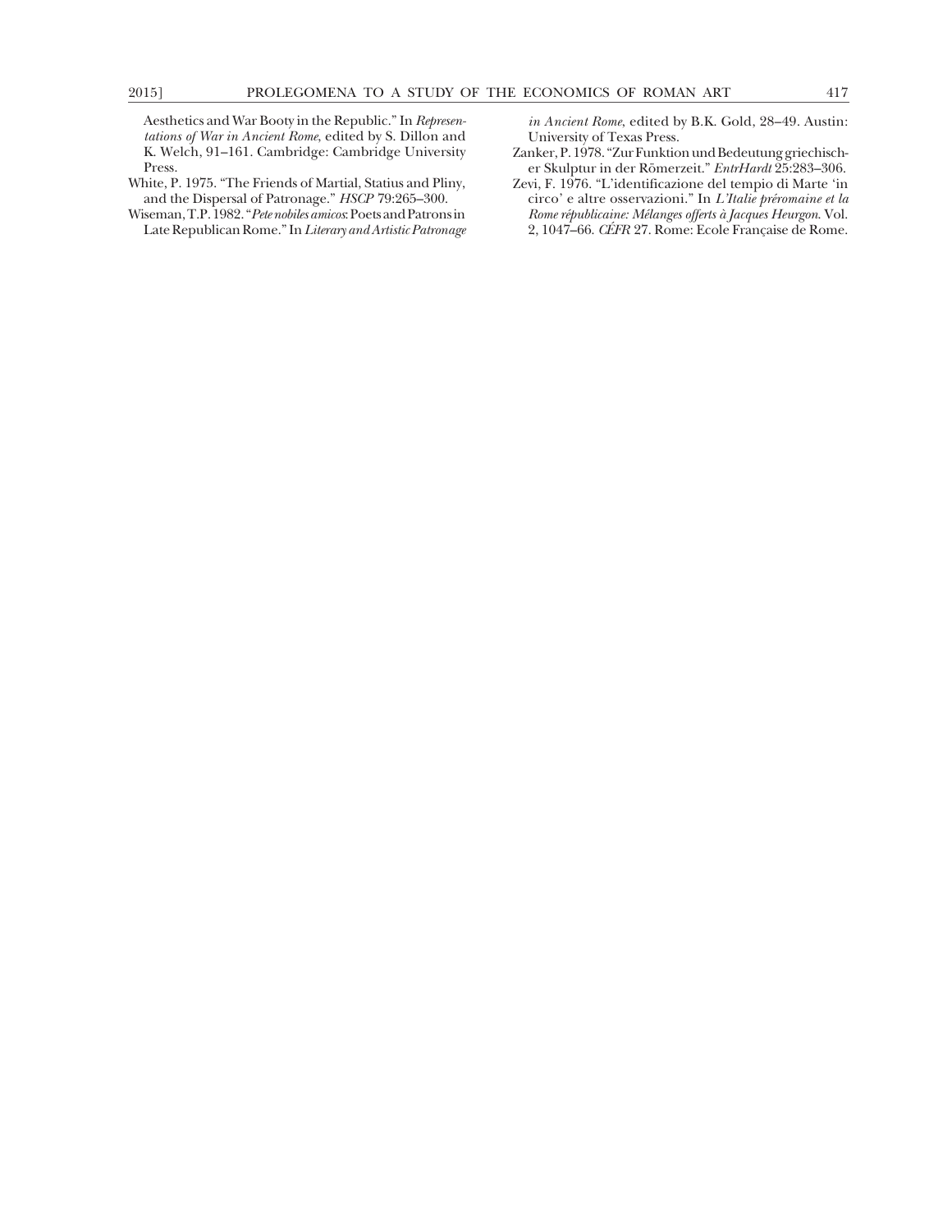Aesthetics and War Booty in the Republic." In *Representations of War in Ancient Rome*, edited by S. Dillon and K. Welch, 91–161. Cambridge: Cambridge University Press.

White, P. 1975. "The Friends of Martial, Statius and Pliny, and the Dispersal of Patronage." *HSCP* 79:265–300.

Wiseman, T.P. 1982. "*Pete nobiles amicos*: Poets and Patrons in Late Republican Rome." In *Literary and Artistic Patronage in Ancient Rome*, edited by B.K. Gold, 28–49. Austin: University of Texas Press.

Zanker, P. 1978. "Zur Funktion und Bedeutung griechischer Skulptur in der Römerzeit." *EntrHardt* 25:283–306.

Zevi, F. 1976. "L'identificazione del tempio di Marte 'in circo' e altre osservazioni." In *L'Italie préromaine et la Rome républicaine: Mélanges offerts à Jacques Heurgon*. Vol. 2, 1047–66. *CÉFR* 27. Rome: Ecole Française de Rome.